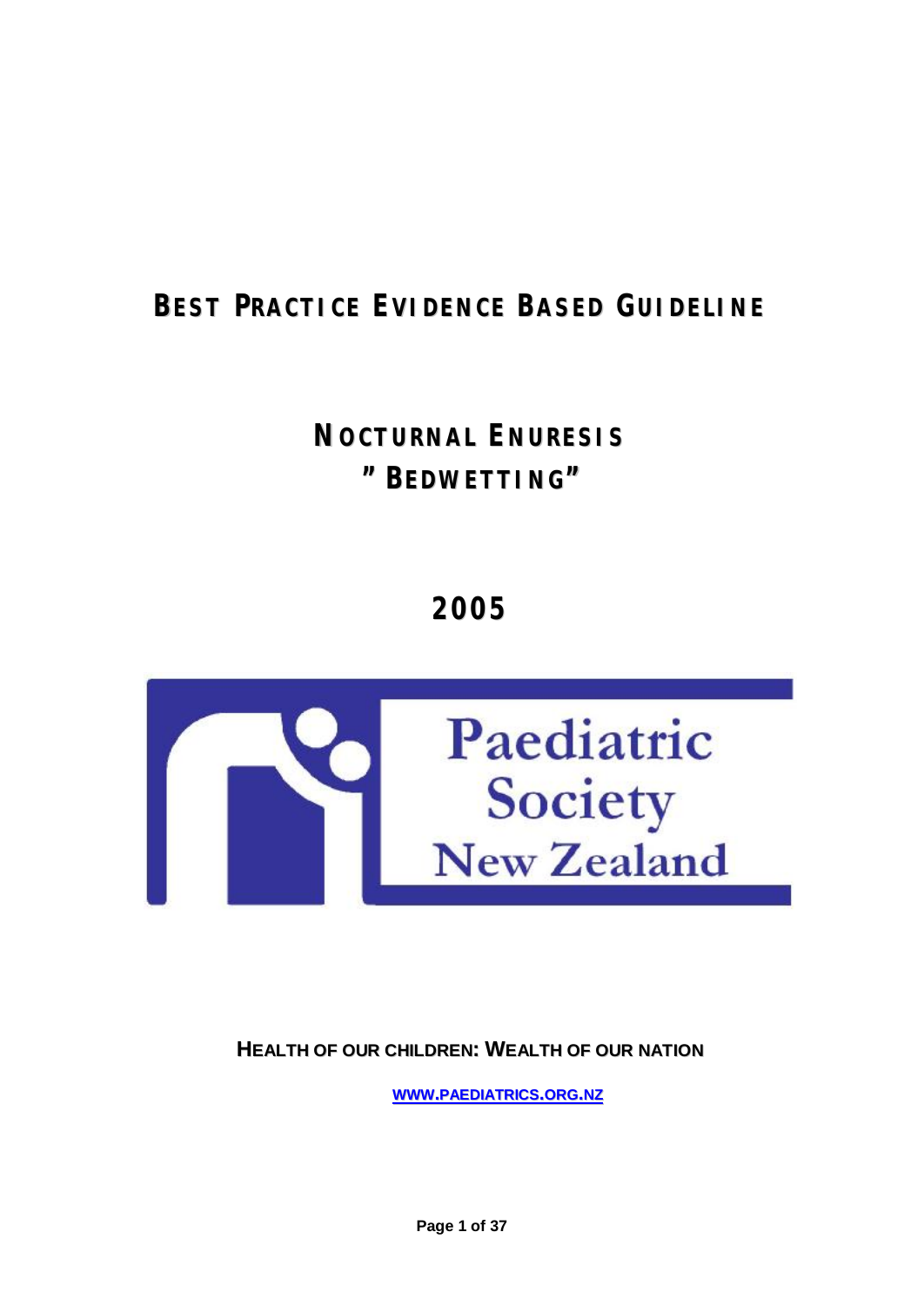# BEST PRACTICE EVIDENCE BASED GUIDELINE

## NOCTURNAL ENURESIS
## "BEDWETTING"

## 2005

Paediatric Society New Zealand

**HEALTH OF OUR CHILDREN: WEALTH OF OUR NATION**

WWW.PAEDIATRICS.ORG.NZ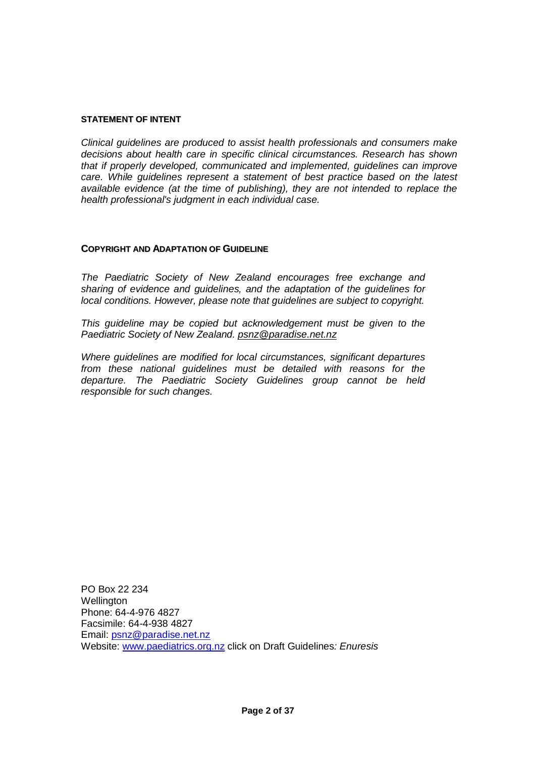## STATEMENT OF INTENT

*Clinical guidelines are produced to assist health professionals and consumers make decisions about health care in specific clinical circumstances. Research has shown that if properly developed, communicated and implemented, guidelines can improve care. While guidelines represent a statement of best practice based on the latest available evidence (at the time of publishing), they are not intended to replace the health professional's judgment in each individual case.*

## COPYRIGHT AND ADAPTATION OF GUIDELINE

*The Paediatric Society of New Zealand encourages free exchange and sharing of evidence and guidelines, and the adaptation of the guidelines for local conditions. However, please note that guidelines are subject to copyright.*

*This guideline may be copied but acknowledgement must be given to the Paediatric Society of New Zealand. psnz@paradise.net.nz*

*Where guidelines are modified for local circumstances, significant departures from these national guidelines must be detailed with reasons for the departure. The Paediatric Society Guidelines group cannot be held responsible for such changes.*

PO Box 22 234
Wellington
Phone: 64-4-976 4827
Facsimile: 64-4-938 4827
Email: psnz@paradise.net.nz
Website: www.paediatrics.org.nz click on Draft Guidelines*: Enuresis*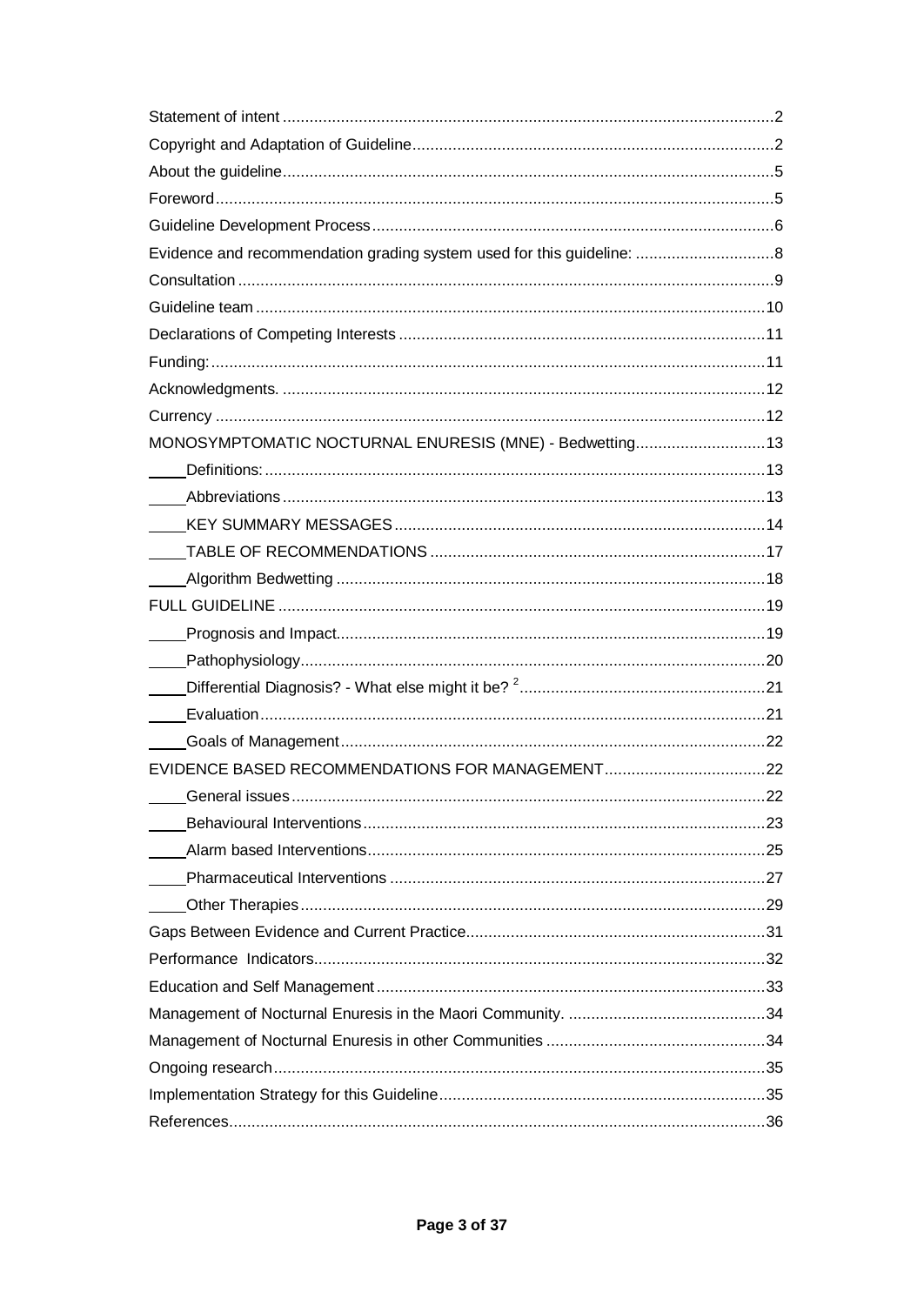Statement of intent .......... 2
Copyright and Adaptation of Guideline .......... 2
About the guideline .......... 5
Foreword .......... 5
Guideline Development Process .......... 6
Evidence and recommendation grading system used for this guideline: .......... 8
Consultation .......... 9
Guideline team .......... 10
Declarations of Competing Interests .......... 11
Funding: .......... 11
Acknowledgments. .......... 12
Currency .......... 12
MONOSYMPTOMATIC NOCTURNAL ENURESIS (MNE) - Bedwetting .......... 13
- Definitions: .......... 13
- Abbreviations .......... 13
- KEY SUMMARY MESSAGES .......... 14
- TABLE OF RECOMMENDATIONS .......... 17
- Algorithm Bedwetting .......... 18

FULL GUIDELINE .......... 19
- Prognosis and Impact .......... 19
- Pathophysiology .......... 20
- Differential Diagnosis? - What else might it be? [2] .......... 21
- Evaluation .......... 21
- Goals of Management .......... 22

EVIDENCE BASED RECOMMENDATIONS FOR MANAGEMENT .......... 22
- General issues .......... 22
- Behavioural Interventions .......... 23
- Alarm based Interventions .......... 25
- Pharmaceutical Interventions .......... 27
- Other Therapies .......... 29

Gaps Between Evidence and Current Practice .......... 31
Performance Indicators .......... 32
Education and Self Management .......... 33
Management of Nocturnal Enuresis in the Maori Community. .......... 34
Management of Nocturnal Enuresis in other Communities .......... 34
Ongoing research .......... 35
Implementation Strategy for this Guideline .......... 35
References .......... 36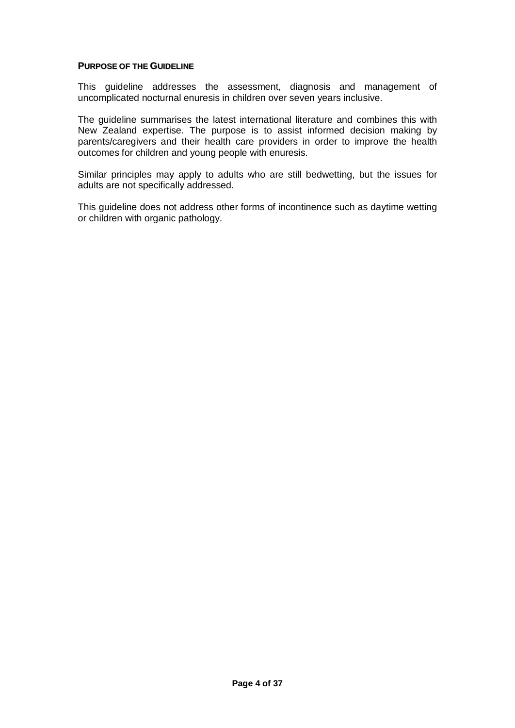## PURPOSE OF THE GUIDELINE

This guideline addresses the assessment, diagnosis and management of uncomplicated nocturnal enuresis in children over seven years inclusive.

The guideline summarises the latest international literature and combines this with New Zealand expertise. The purpose is to assist informed decision making by parents/caregivers and their health care providers in order to improve the health outcomes for children and young people with enuresis.

Similar principles may apply to adults who are still bedwetting, but the issues for adults are not specifically addressed.

This guideline does not address other forms of incontinence such as daytime wetting or children with organic pathology.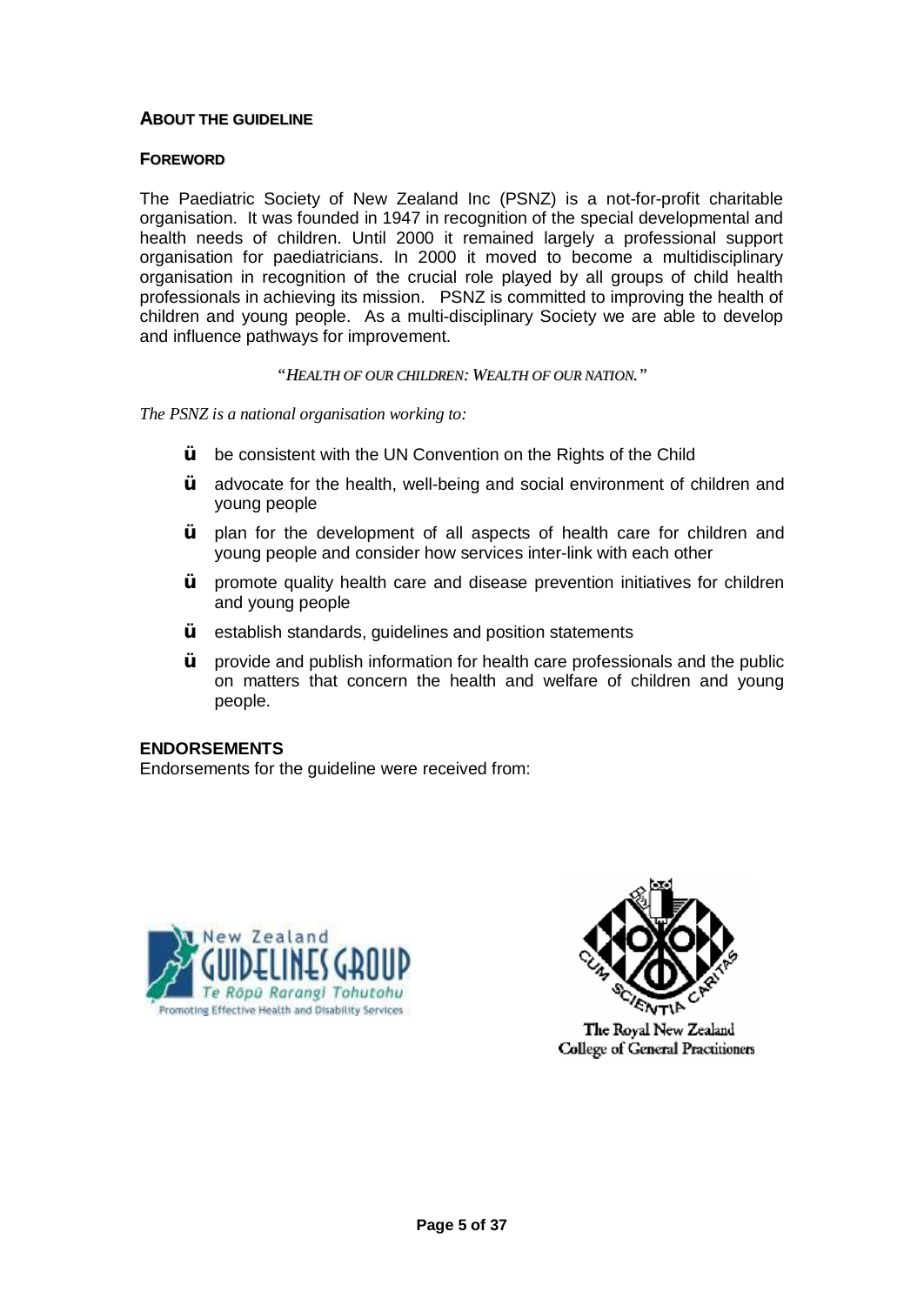## ABOUT THE GUIDELINE

### FOREWORD

The Paediatric Society of New Zealand Inc (PSNZ) is a not-for-profit charitable organisation. It was founded in 1947 in recognition of the special developmental and health needs of children. Until 2000 it remained largely a professional support organisation for paediatricians. In 2000 it moved to become a multidisciplinary organisation in recognition of the crucial role played by all groups of child health professionals in achieving its mission. PSNZ is committed to improving the health of children and young people. As a multi-disciplinary Society we are able to develop and influence pathways for improvement.

*"HEALTH OF OUR CHILDREN: WEALTH OF OUR NATION."*

*The PSNZ is a national organisation working to:*

- be consistent with the UN Convention on the Rights of the Child
- advocate for the health, well-being and social environment of children and young people
- plan for the development of all aspects of health care for children and young people and consider how services inter-link with each other
- promote quality health care and disease prevention initiatives for children and young people
- establish standards, guidelines and position statements
- provide and publish information for health care professionals and the public on matters that concern the health and welfare of children and young people.

### ENDORSEMENTS

Endorsements for the guideline were received from:

New Zealand Guidelines Group – Te Rōpū Rarangi Tohutohu – Promoting Effective Health and Disability Services

The Royal New Zealand College of General Practitioners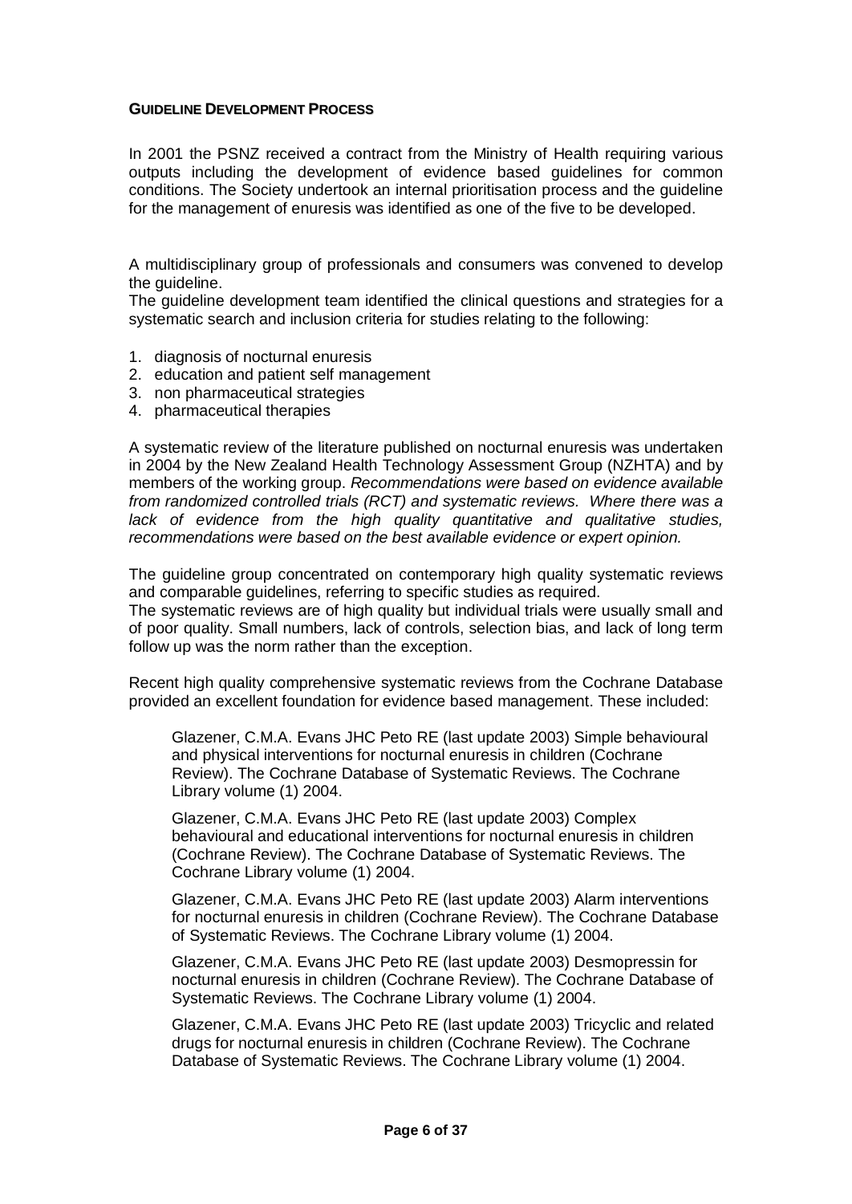## GUIDELINE DEVELOPMENT PROCESS

In 2001 the PSNZ received a contract from the Ministry of Health requiring various outputs including the development of evidence based guidelines for common conditions. The Society undertook an internal prioritisation process and the guideline for the management of enuresis was identified as one of the five to be developed.

A multidisciplinary group of professionals and consumers was convened to develop the guideline.
The guideline development team identified the clinical questions and strategies for a systematic search and inclusion criteria for studies relating to the following:

1. diagnosis of nocturnal enuresis
2. education and patient self management
3. non pharmaceutical strategies
4. pharmaceutical therapies

A systematic review of the literature published on nocturnal enuresis was undertaken in 2004 by the New Zealand Health Technology Assessment Group (NZHTA) and by members of the working group. *Recommendations were based on evidence available from randomized controlled trials (RCT) and systematic reviews. Where there was a lack of evidence from the high quality quantitative and qualitative studies, recommendations were based on the best available evidence or expert opinion.*

The guideline group concentrated on contemporary high quality systematic reviews and comparable guidelines, referring to specific studies as required.
The systematic reviews are of high quality but individual trials were usually small and of poor quality. Small numbers, lack of controls, selection bias, and lack of long term follow up was the norm rather than the exception.

Recent high quality comprehensive systematic reviews from the Cochrane Database provided an excellent foundation for evidence based management. These included:

Glazener, C.M.A. Evans JHC Peto RE (last update 2003) Simple behavioural and physical interventions for nocturnal enuresis in children (Cochrane Review). The Cochrane Database of Systematic Reviews. The Cochrane Library volume (1) 2004.

Glazener, C.M.A. Evans JHC Peto RE (last update 2003) Complex behavioural and educational interventions for nocturnal enuresis in children (Cochrane Review). The Cochrane Database of Systematic Reviews. The Cochrane Library volume (1) 2004.

Glazener, C.M.A. Evans JHC Peto RE (last update 2003) Alarm interventions for nocturnal enuresis in children (Cochrane Review). The Cochrane Database of Systematic Reviews. The Cochrane Library volume (1) 2004.

Glazener, C.M.A. Evans JHC Peto RE (last update 2003) Desmopressin for nocturnal enuresis in children (Cochrane Review). The Cochrane Database of Systematic Reviews. The Cochrane Library volume (1) 2004.

Glazener, C.M.A. Evans JHC Peto RE (last update 2003) Tricyclic and related drugs for nocturnal enuresis in children (Cochrane Review). The Cochrane Database of Systematic Reviews. The Cochrane Library volume (1) 2004.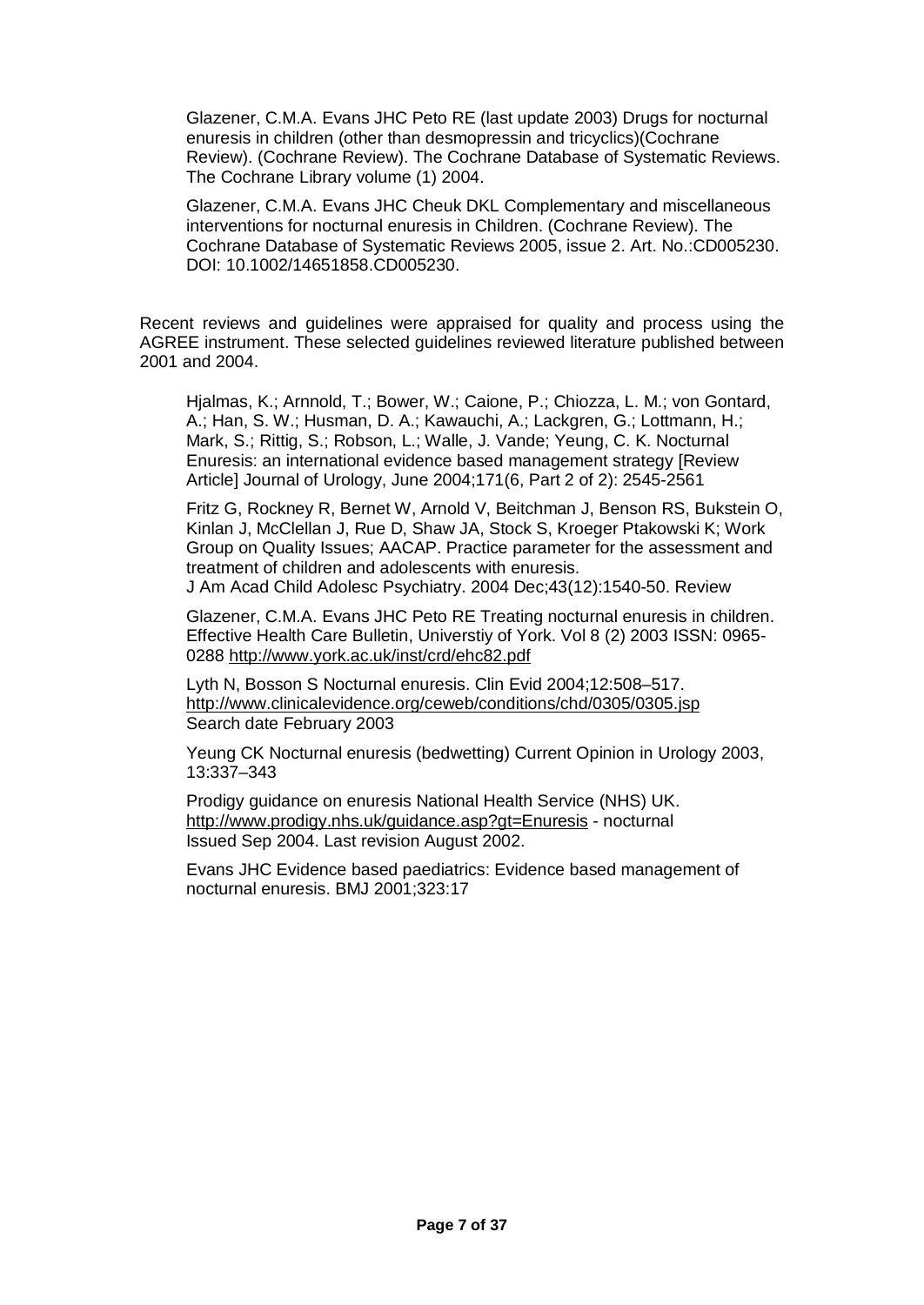Glazener, C.M.A. Evans JHC Peto RE (last update 2003) Drugs for nocturnal enuresis in children (other than desmopressin and tricyclics)(Cochrane Review). (Cochrane Review). The Cochrane Database of Systematic Reviews. The Cochrane Library volume (1) 2004.

Glazener, C.M.A. Evans JHC Cheuk DKL Complementary and miscellaneous interventions for nocturnal enuresis in Children. (Cochrane Review). The Cochrane Database of Systematic Reviews 2005, issue 2. Art. No.:CD005230. DOI: 10.1002/14651858.CD005230.

Recent reviews and guidelines were appraised for quality and process using the AGREE instrument. These selected guidelines reviewed literature published between 2001 and 2004.

Hjalmas, K.; Arnnold, T.; Bower, W.; Caione, P.; Chiozza, L. M.; von Gontard, A.; Han, S. W.; Husman, D. A.; Kawauchi, A.; Lackgren, G.; Lottmann, H.; Mark, S.; Rittig, S.; Robson, L.; Walle, J. Vande; Yeung, C. K. Nocturnal Enuresis: an international evidence based management strategy [Review Article] Journal of Urology, June 2004;171(6, Part 2 of 2): 2545-2561

Fritz G, Rockney R, Bernet W, Arnold V, Beitchman J, Benson RS, Bukstein O, Kinlan J, McClellan J, Rue D, Shaw JA, Stock S, Kroeger Ptakowski K; Work Group on Quality Issues; AACAP. Practice parameter for the assessment and treatment of children and adolescents with enuresis.
J Am Acad Child Adolesc Psychiatry. 2004 Dec;43(12):1540-50. Review

Glazener, C.M.A. Evans JHC Peto RE Treating nocturnal enuresis in children. Effective Health Care Bulletin, Universtiy of York. Vol 8 (2) 2003 ISSN: 0965-0288 http://www.york.ac.uk/inst/crd/ehc82.pdf

Lyth N, Bosson S Nocturnal enuresis. Clin Evid 2004;12:508–517. http://www.clinicalevidence.org/ceweb/conditions/chd/0305/0305.jsp
Search date February 2003

Yeung CK Nocturnal enuresis (bedwetting) Current Opinion in Urology 2003, 13:337–343

Prodigy guidance on enuresis National Health Service (NHS) UK. http://www.prodigy.nhs.uk/guidance.asp?gt=Enuresis - nocturnal
Issued Sep 2004. Last revision August 2002.

Evans JHC Evidence based paediatrics: Evidence based management of nocturnal enuresis. BMJ 2001;323:17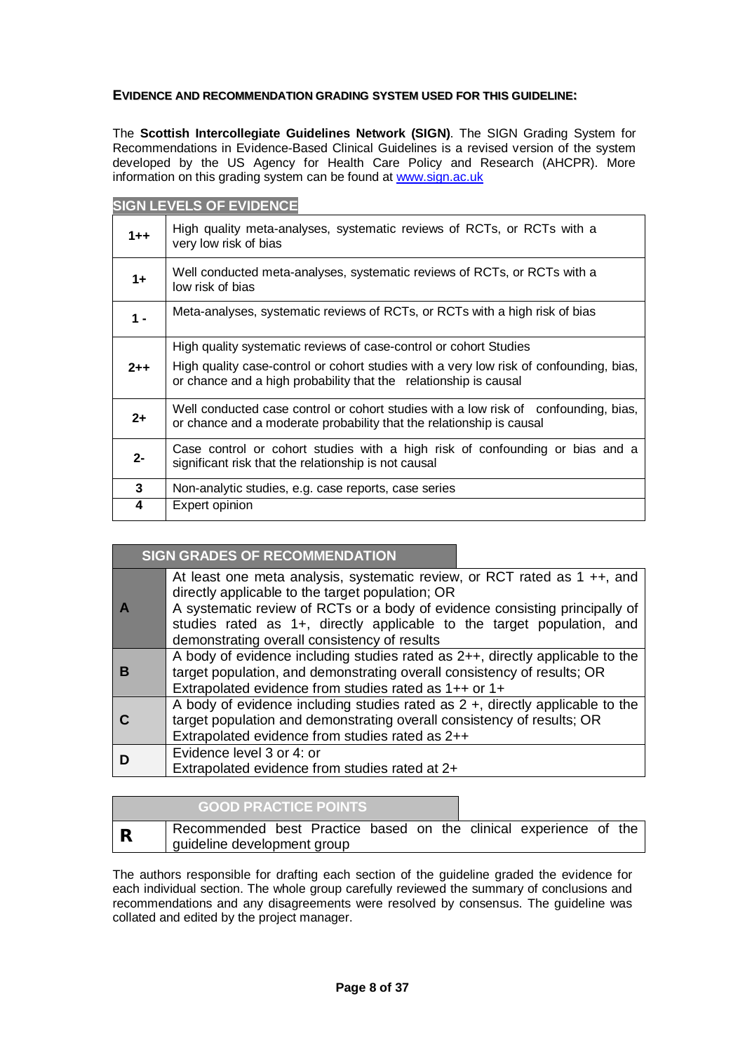**EVIDENCE AND RECOMMENDATION GRADING SYSTEM USED FOR THIS GUIDELINE:**

The **Scottish Intercollegiate Guidelines Network (SIGN)**. The SIGN Grading System for Recommendations in Evidence-Based Clinical Guidelines is a revised version of the system developed by the US Agency for Health Care Policy and Research (AHCPR). More information on this grading system can be found at www.sign.ac.uk

**SIGN LEVELS OF EVIDENCE**

| Level | Description |
| --- | --- |
| 1++ | High quality meta-analyses, systematic reviews of RCTs, or RCTs with a very low risk of bias |
| 1+ | Well conducted meta-analyses, systematic reviews of RCTs, or RCTs with a low risk of bias |
| 1 - | Meta-analyses, systematic reviews of RCTs, or RCTs with a high risk of bias |
| 2++ | High quality systematic reviews of case-control or cohort Studies<br>High quality case-control or cohort studies with a very low risk of confounding, bias, or chance and a high probability that the relationship is causal |
| 2+ | Well conducted case control or cohort studies with a low risk of confounding, bias, or chance and a moderate probability that the relationship is causal |
| 2- | Case control or cohort studies with a high risk of confounding or bias and a significant risk that the relationship is not causal |
| 3 | Non-analytic studies, e.g. case reports, case series |
| 4 | Expert opinion |

| SIGN GRADES OF RECOMMENDATION | |
| --- | --- |
| A | At least one meta analysis, systematic review, or RCT rated as 1 ++, and directly applicable to the target population; OR<br>A systematic review of RCTs or a body of evidence consisting principally of studies rated as 1+, directly applicable to the target population, and demonstrating overall consistency of results |
| B | A body of evidence including studies rated as 2++, directly applicable to the target population, and demonstrating overall consistency of results; OR<br>Extrapolated evidence from studies rated as 1++ or 1+ |
| C | A body of evidence including studies rated as 2 +, directly applicable to the target population and demonstrating overall consistency of results; OR<br>Extrapolated evidence from studies rated as 2++ |
| D | Evidence level 3 or 4: or<br>Extrapolated evidence from studies rated at 2+ |

| GOOD PRACTICE POINTS | |
| --- | --- |
| R | Recommended best Practice based on the clinical experience of the guideline development group |

The authors responsible for drafting each section of the guideline graded the evidence for each individual section. The whole group carefully reviewed the summary of conclusions and recommendations and any disagreements were resolved by consensus. The guideline was collated and edited by the project manager.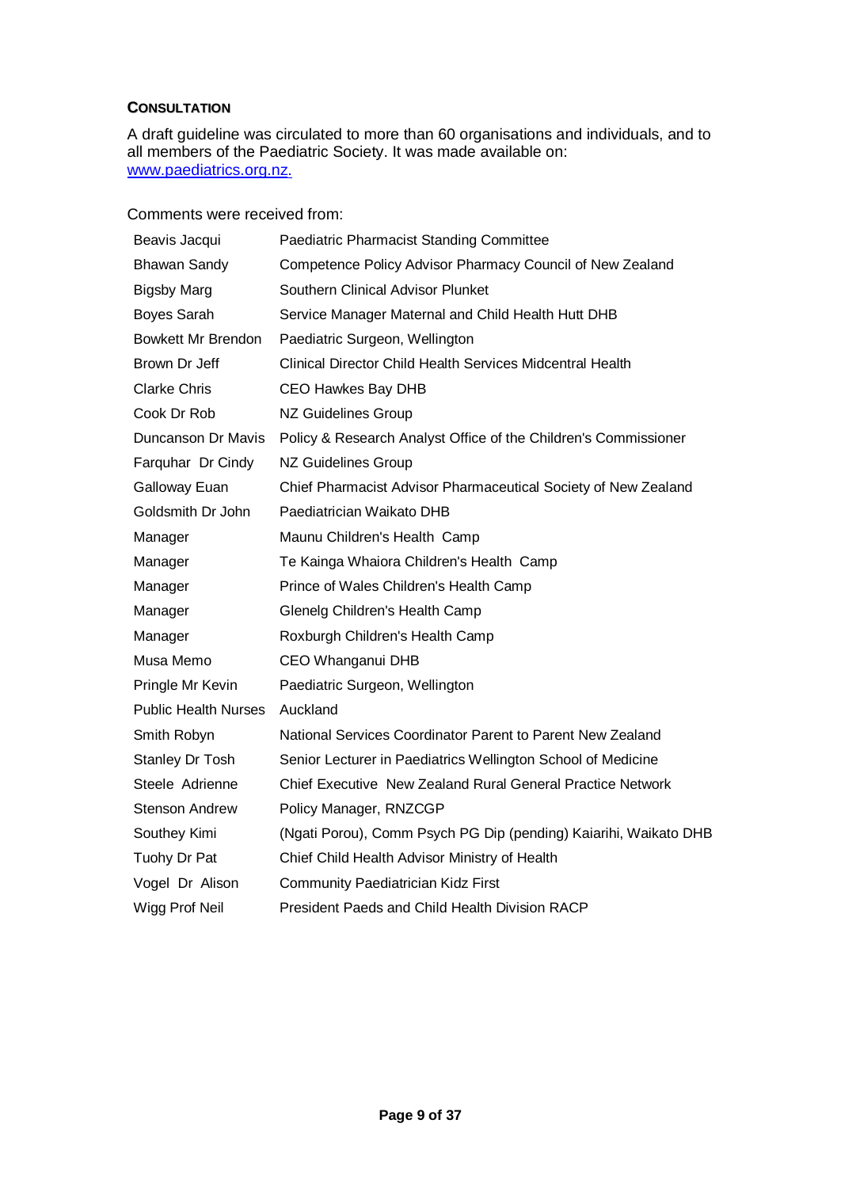## CONSULTATION

A draft guideline was circulated to more than 60 organisations and individuals, and to all members of the Paediatric Society. It was made available on: www.paediatrics.org.nz.

Comments were received from:

| | |
|---|---|
| Beavis Jacqui | Paediatric Pharmacist Standing Committee |
| Bhawan Sandy | Competence Policy Advisor Pharmacy Council of New Zealand |
| Bigsby Marg | Southern Clinical Advisor Plunket |
| Boyes Sarah | Service Manager Maternal and Child Health Hutt DHB |
| Bowkett Mr Brendon | Paediatric Surgeon, Wellington |
| Brown Dr Jeff | Clinical Director Child Health Services Midcentral Health |
| Clarke Chris | CEO Hawkes Bay DHB |
| Cook Dr Rob | NZ Guidelines Group |
| Duncanson Dr Mavis | Policy & Research Analyst Office of the Children's Commissioner |
| Farquhar Dr Cindy | NZ Guidelines Group |
| Galloway Euan | Chief Pharmacist Advisor Pharmaceutical Society of New Zealand |
| Goldsmith Dr John | Paediatrician Waikato DHB |
| Manager | Maunu Children's Health Camp |
| Manager | Te Kainga Whaiora Children's Health Camp |
| Manager | Prince of Wales Children's Health Camp |
| Manager | Glenelg Children's Health Camp |
| Manager | Roxburgh Children's Health Camp |
| Musa Memo | CEO Whanganui DHB |
| Pringle Mr Kevin | Paediatric Surgeon, Wellington |
| Public Health Nurses | Auckland |
| Smith Robyn | National Services Coordinator Parent to Parent New Zealand |
| Stanley Dr Tosh | Senior Lecturer in Paediatrics Wellington School of Medicine |
| Steele Adrienne | Chief Executive New Zealand Rural General Practice Network |
| Stenson Andrew | Policy Manager, RNZCGP |
| Southey Kimi | (Ngati Porou), Comm Psych PG Dip (pending) Kaiarihi, Waikato DHB |
| Tuohy Dr Pat | Chief Child Health Advisor Ministry of Health |
| Vogel Dr Alison | Community Paediatrician Kidz First |
| Wigg Prof Neil | President Paeds and Child Health Division RACP |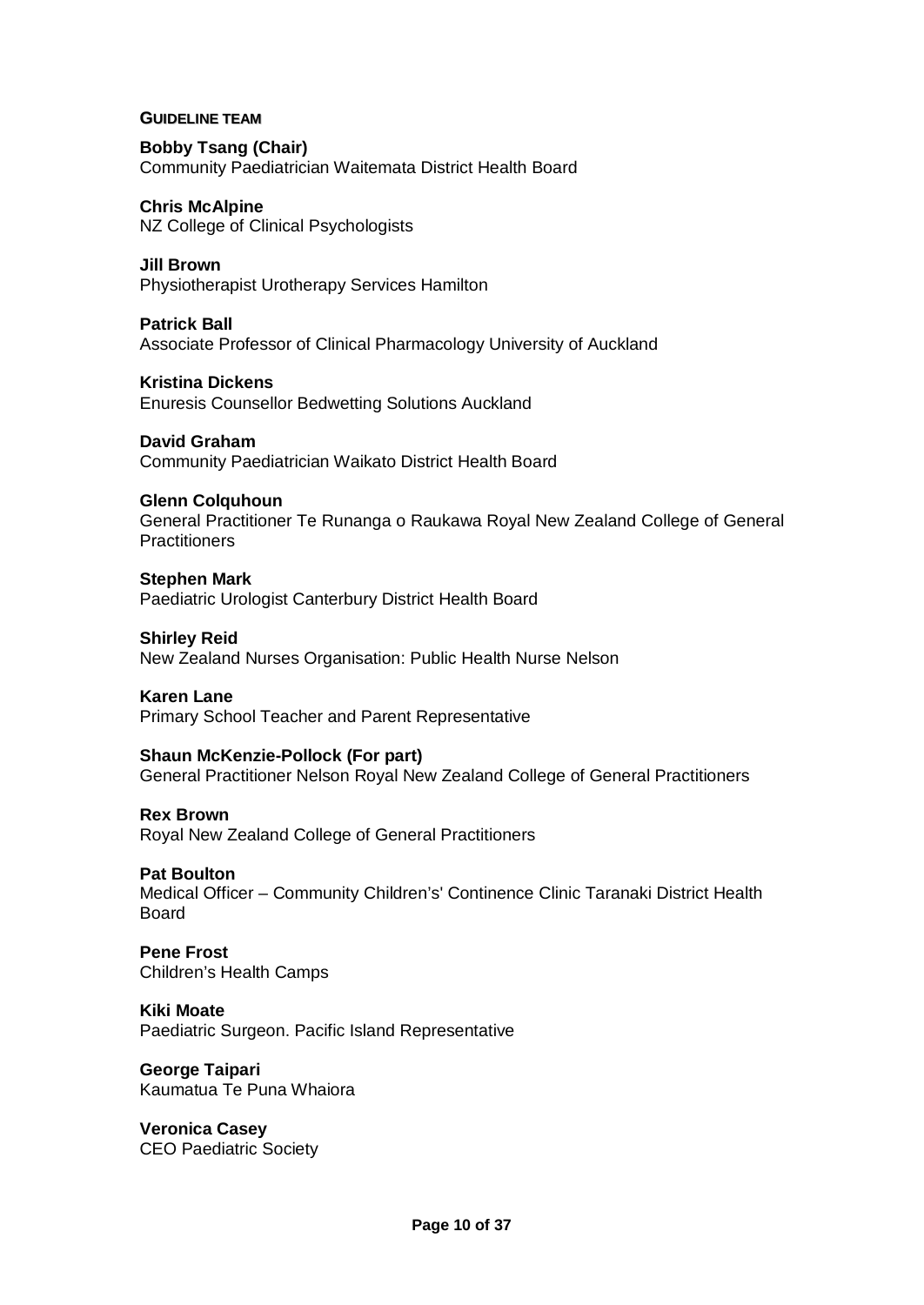## GUIDELINE TEAM

**Bobby Tsang (Chair)**
Community Paediatrician Waitemata District Health Board

**Chris McAlpine**
NZ College of Clinical Psychologists

**Jill Brown**
Physiotherapist Urotherapy Services Hamilton

**Patrick Ball**
Associate Professor of Clinical Pharmacology University of Auckland

**Kristina Dickens**
Enuresis Counsellor Bedwetting Solutions Auckland

**David Graham**
Community Paediatrician Waikato District Health Board

**Glenn Colquhoun**
General Practitioner Te Runanga o Raukawa Royal New Zealand College of General Practitioners

**Stephen Mark**
Paediatric Urologist Canterbury District Health Board

**Shirley Reid**
New Zealand Nurses Organisation: Public Health Nurse Nelson

**Karen Lane**
Primary School Teacher and Parent Representative

**Shaun McKenzie-Pollock (For part)**
General Practitioner Nelson Royal New Zealand College of General Practitioners

**Rex Brown**
Royal New Zealand College of General Practitioners

**Pat Boulton**
Medical Officer – Community Children's' Continence Clinic Taranaki District Health Board

**Pene Frost**
Children's Health Camps

**Kiki Moate**
Paediatric Surgeon. Pacific Island Representative

**George Taipari**
Kaumatua Te Puna Whaiora

**Veronica Casey**
CEO Paediatric Society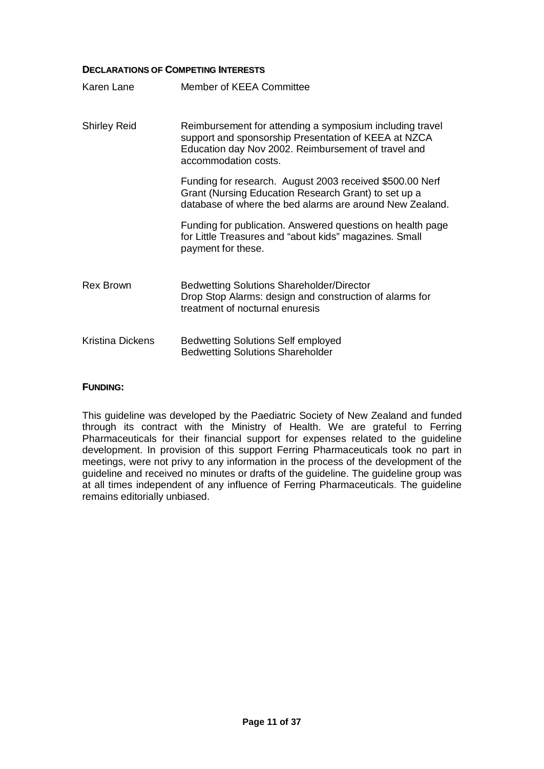#### DECLARATIONS OF COMPETING INTERESTS

| | |
|---|---|
| Karen Lane | Member of KEEA Committee |
| Shirley Reid | Reimbursement for attending a symposium including travel support and sponsorship Presentation of KEEA at NZCA Education day Nov 2002. Reimbursement of travel and accommodation costs.<br><br>Funding for research. August 2003 received $500.00 Nerf Grant (Nursing Education Research Grant) to set up a database of where the bed alarms are around New Zealand.<br><br>Funding for publication. Answered questions on health page for Little Treasures and "about kids" magazines. Small payment for these. |
| Rex Brown | Bedwetting Solutions Shareholder/Director<br>Drop Stop Alarms: design and construction of alarms for treatment of nocturnal enuresis |
| Kristina Dickens | Bedwetting Solutions Self employed<br>Bedwetting Solutions Shareholder |

#### FUNDING:

This guideline was developed by the Paediatric Society of New Zealand and funded through its contract with the Ministry of Health. We are grateful to Ferring Pharmaceuticals for their financial support for expenses related to the guideline development. In provision of this support Ferring Pharmaceuticals took no part in meetings, were not privy to any information in the process of the development of the guideline and received no minutes or drafts of the guideline. The guideline group was at all times independent of any influence of Ferring Pharmaceuticals. The guideline remains editorially unbiased.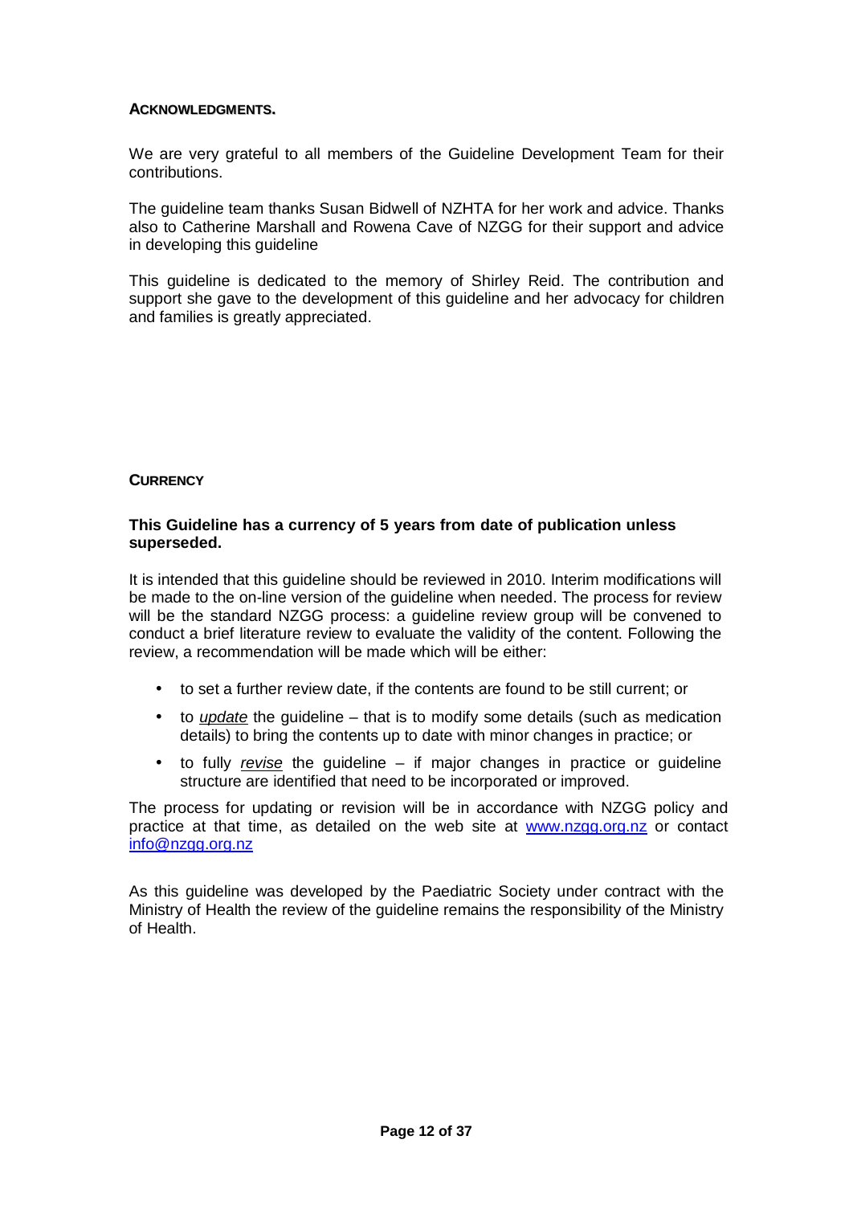## ACKNOWLEDGMENTS.

We are very grateful to all members of the Guideline Development Team for their contributions.

The guideline team thanks Susan Bidwell of NZHTA for her work and advice. Thanks also to Catherine Marshall and Rowena Cave of NZGG for their support and advice in developing this guideline

This guideline is dedicated to the memory of Shirley Reid. The contribution and support she gave to the development of this guideline and her advocacy for children and families is greatly appreciated.

## CURRENCY

**This Guideline has a currency of 5 years from date of publication unless superseded.**

It is intended that this guideline should be reviewed in 2010. Interim modifications will be made to the on-line version of the guideline when needed. The process for review will be the standard NZGG process: a guideline review group will be convened to conduct a brief literature review to evaluate the validity of the content. Following the review, a recommendation will be made which will be either:

- to set a further review date, if the contents are found to be still current; or
- to *update* the guideline – that is to modify some details (such as medication details) to bring the contents up to date with minor changes in practice; or
- to fully *revise* the guideline – if major changes in practice or guideline structure are identified that need to be incorporated or improved.

The process for updating or revision will be in accordance with NZGG policy and practice at that time, as detailed on the web site at www.nzgg.org.nz or contact info@nzgg.org.nz

As this guideline was developed by the Paediatric Society under contract with the Ministry of Health the review of the guideline remains the responsibility of the Ministry of Health.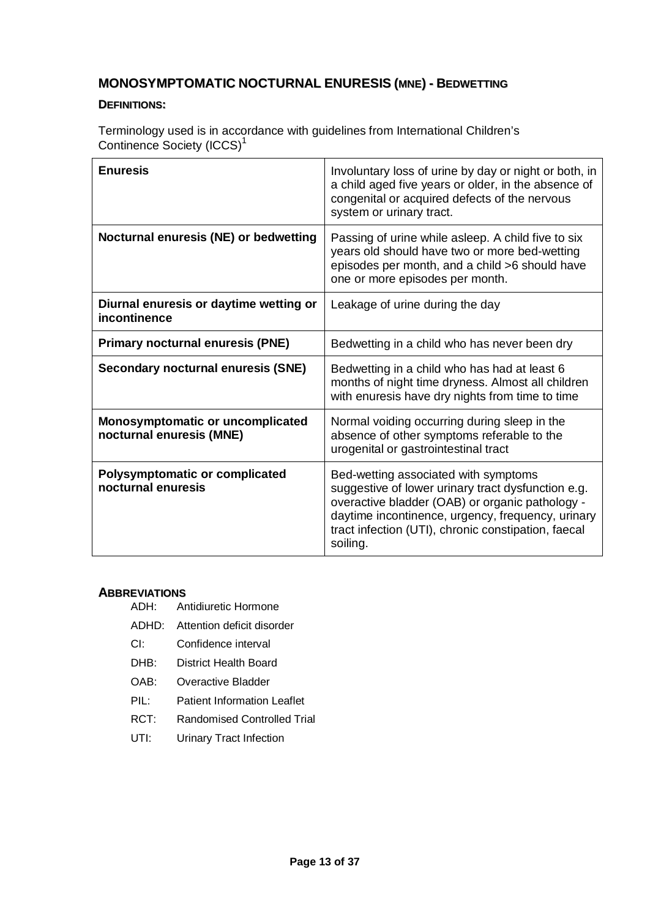## MONOSYMPTOMATIC NOCTURNAL ENURESIS (MNE) - BEDWETTING

### DEFINITIONS:

Terminology used is in accordance with guidelines from International Children's Continence Society (ICCS)[1]

| | |
|---|---|
| **Enuresis** | Involuntary loss of urine by day or night or both, in a child aged five years or older, in the absence of congenital or acquired defects of the nervous system or urinary tract. |
| **Nocturnal enuresis (NE) or bedwetting** | Passing of urine while asleep. A child five to six years old should have two or more bed-wetting episodes per month, and a child >6 should have one or more episodes per month. |
| **Diurnal enuresis or daytime wetting or incontinence** | Leakage of urine during the day |
| **Primary nocturnal enuresis (PNE)** | Bedwetting in a child who has never been dry |
| **Secondary nocturnal enuresis (SNE)** | Bedwetting in a child who has had at least 6 months of night time dryness. Almost all children with enuresis have dry nights from time to time |
| **Monosymptomatic or uncomplicated nocturnal enuresis (MNE)** | Normal voiding occurring during sleep in the absence of other symptoms referable to the urogenital or gastrointestinal tract |
| **Polysymptomatic or complicated nocturnal enuresis** | Bed-wetting associated with symptoms suggestive of lower urinary tract dysfunction e.g. overactive bladder (OAB) or organic pathology - daytime incontinence, urgency, frequency, urinary tract infection (UTI), chronic constipation, faecal soiling. |

### ABBREVIATIONS

- ADH: Antidiuretic Hormone
- ADHD: Attention deficit disorder
- CI: Confidence interval
- DHB: District Health Board
- OAB: Overactive Bladder
- PIL: Patient Information Leaflet
- RCT: Randomised Controlled Trial
- UTI: Urinary Tract Infection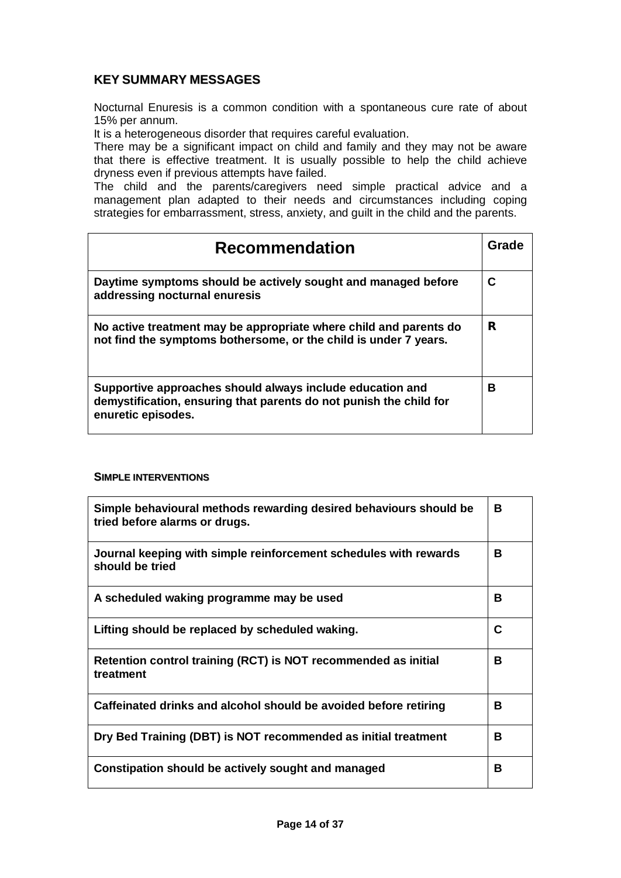## KEY SUMMARY MESSAGES

Nocturnal Enuresis is a common condition with a spontaneous cure rate of about 15% per annum.

It is a heterogeneous disorder that requires careful evaluation.

There may be a significant impact on child and family and they may not be aware that there is effective treatment. It is usually possible to help the child achieve dryness even if previous attempts have failed.

The child and the parents/caregivers need simple practical advice and a management plan adapted to their needs and circumstances including coping strategies for embarrassment, stress, anxiety, and guilt in the child and the parents.

| Recommendation | Grade |
|---|---|
| **Daytime symptoms should be actively sought and managed before addressing nocturnal enuresis** | **C** |
| **No active treatment may be appropriate where child and parents do not find the symptoms bothersome, or the child is under 7 years.** | **R** |
| **Supportive approaches should always include education and demystification, ensuring that parents do not punish the child for enuretic episodes.** | **B** |

### SIMPLE INTERVENTIONS

| Recommendation | Grade |
|---|---|
| **Simple behavioural methods rewarding desired behaviours should be tried before alarms or drugs.** | **B** |
| **Journal keeping with simple reinforcement schedules with rewards should be tried** | **B** |
| **A scheduled waking programme may be used** | **B** |
| **Lifting should be replaced by scheduled waking.** | **C** |
| **Retention control training (RCT) is NOT recommended as initial treatment** | **B** |
| **Caffeinated drinks and alcohol should be avoided before retiring** | **B** |
| **Dry Bed Training (DBT) is NOT recommended as initial treatment** | **B** |
| **Constipation should be actively sought and managed** | **B** |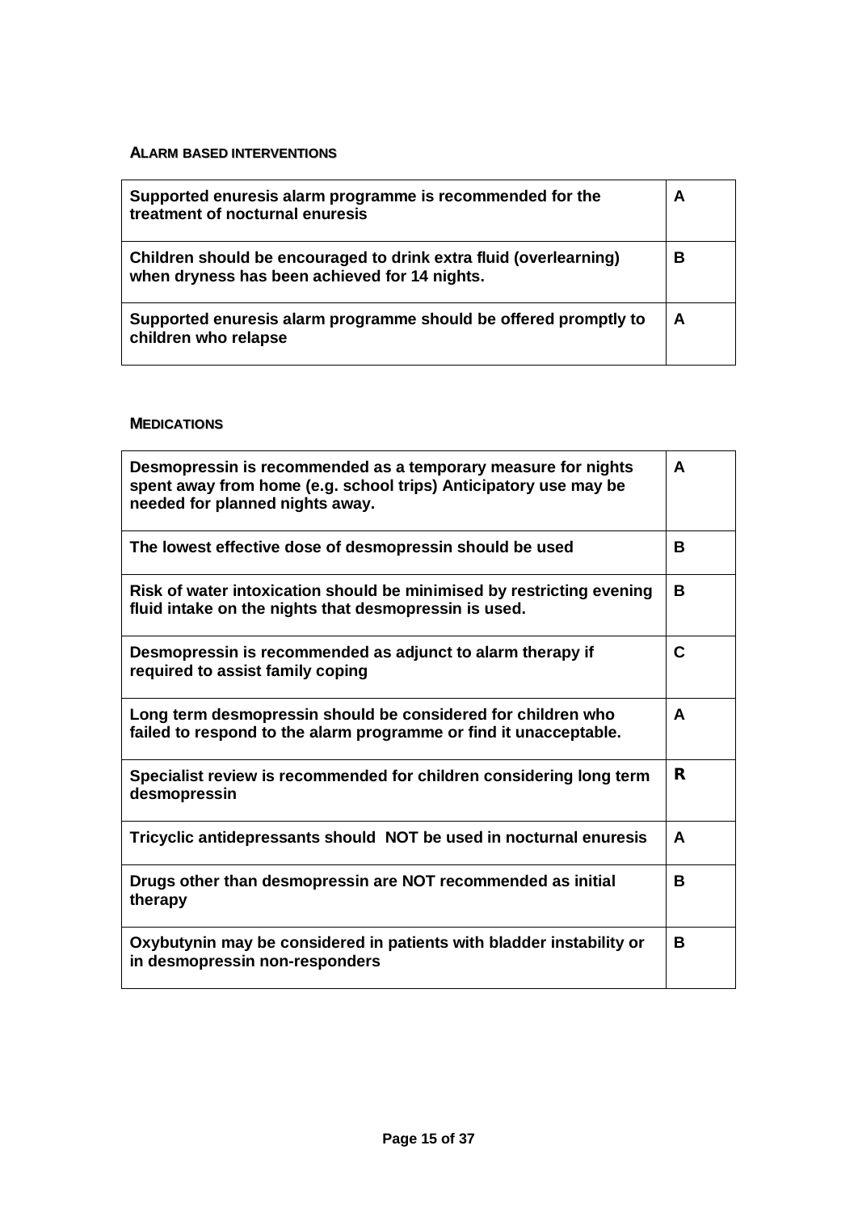### Alarm based interventions

| | |
|---|---|
| **Supported enuresis alarm programme is recommended for the treatment of nocturnal enuresis** | **A** |
| **Children should be encouraged to drink extra fluid (overlearning) when dryness has been achieved for 14 nights.** | **B** |
| **Supported enuresis alarm programme should be offered promptly to children who relapse** | **A** |

### Medications

| | |
|---|---|
| **Desmopressin is recommended as a temporary measure for nights spent away from home (e.g. school trips) Anticipatory use may be needed for planned nights away.** | **A** |
| **The lowest effective dose of desmopressin should be used** | **B** |
| **Risk of water intoxication should be minimised by restricting evening fluid intake on the nights that desmopressin is used.** | **B** |
| **Desmopressin is recommended as adjunct to alarm therapy if required to assist family coping** | **C** |
| **Long term desmopressin should be considered for children who failed to respond to the alarm programme or find it unacceptable.** | **A** |
| **Specialist review is recommended for children considering long term desmopressin** | **R** |
| **Tricyclic antidepressants should NOT be used in nocturnal enuresis** | **A** |
| **Drugs other than desmopressin are NOT recommended as initial therapy** | **B** |
| **Oxybutynin may be considered in patients with bladder instability or in desmopressin non-responders** | **B** |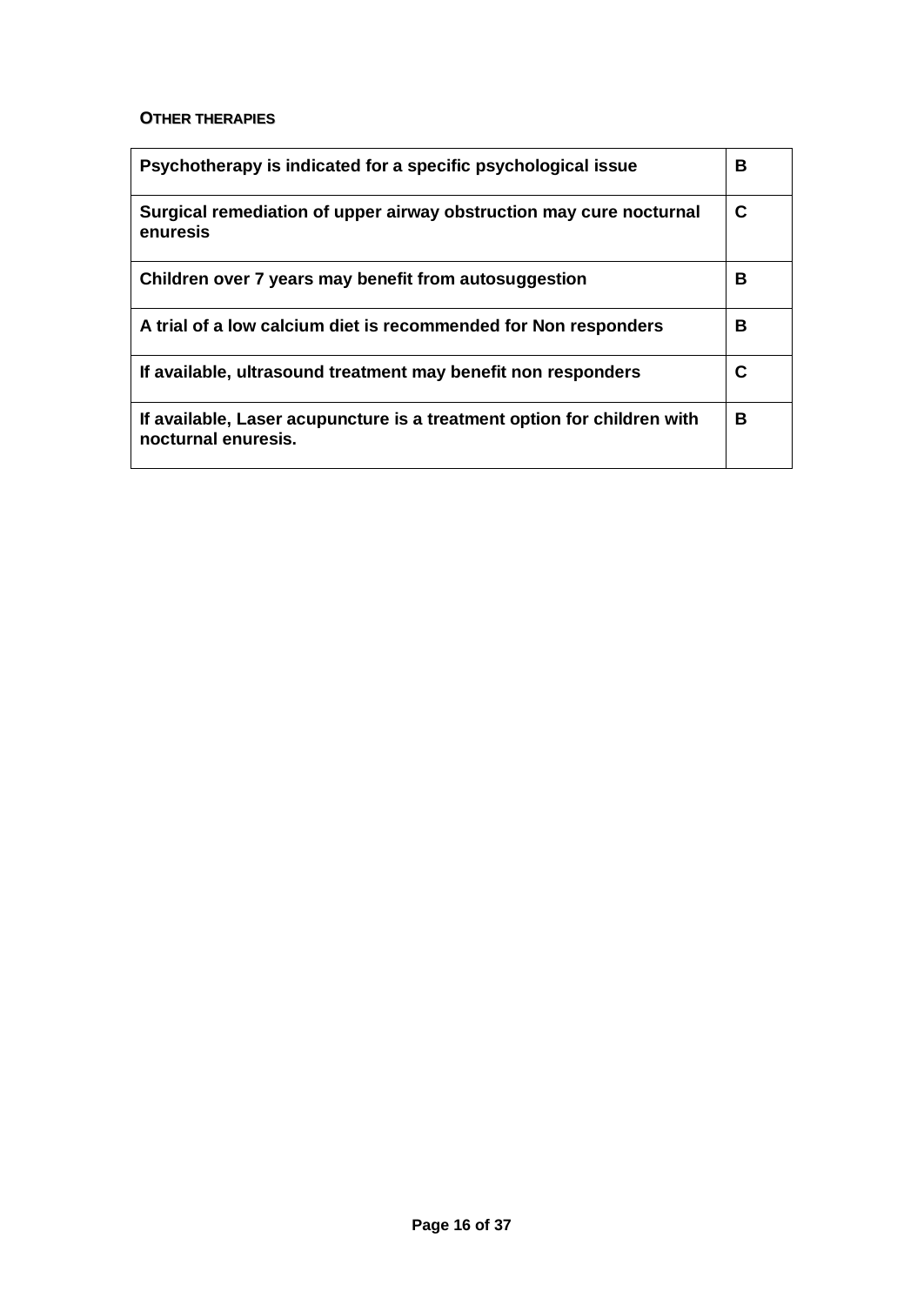### OTHER THERAPIES

| | |
|---|---|
| **Psychotherapy is indicated for a specific psychological issue** | **B** |
| **Surgical remediation of upper airway obstruction may cure nocturnal enuresis** | **C** |
| **Children over 7 years may benefit from autosuggestion** | **B** |
| **A trial of a low calcium diet is recommended for Non responders** | **B** |
| **If available, ultrasound treatment may benefit non responders** | **C** |
| **If available, Laser acupuncture is a treatment option for children with nocturnal enuresis.** | **B** |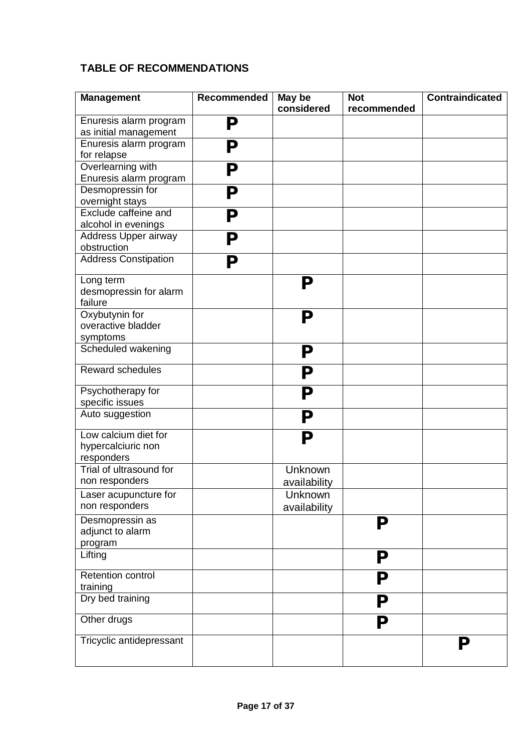**TABLE OF RECOMMENDATIONS**

| Management | Recommended | May be considered | Not recommended | Contraindicated |
|---|---|---|---|---|
| Enuresis alarm program as initial management | P | | | |
| Enuresis alarm program for relapse | P | | | |
| Overlearning with Enuresis alarm program | P | | | |
| Desmopressin for overnight stays | P | | | |
| Exclude caffeine and alcohol in evenings | P | | | |
| Address Upper airway obstruction | P | | | |
| Address Constipation | P | | | |
| Long term desmopressin for alarm failure | | P | | |
| Oxybutynin for overactive bladder symptoms | | P | | |
| Scheduled wakening | | P | | |
| Reward schedules | | P | | |
| Psychotherapy for specific issues | | P | | |
| Auto suggestion | | P | | |
| Low calcium diet for hypercalciuric non responders | | P | | |
| Trial of ultrasound for non responders | | Unknown availability | | |
| Laser acupuncture for non responders | | Unknown availability | | |
| Desmopressin as adjunct to alarm program | | | P | |
| Lifting | | | P | |
| Retention control training | | | P | |
| Dry bed training | | | P | |
| Other drugs | | | P | |
| Tricyclic antidepressant | | | | P |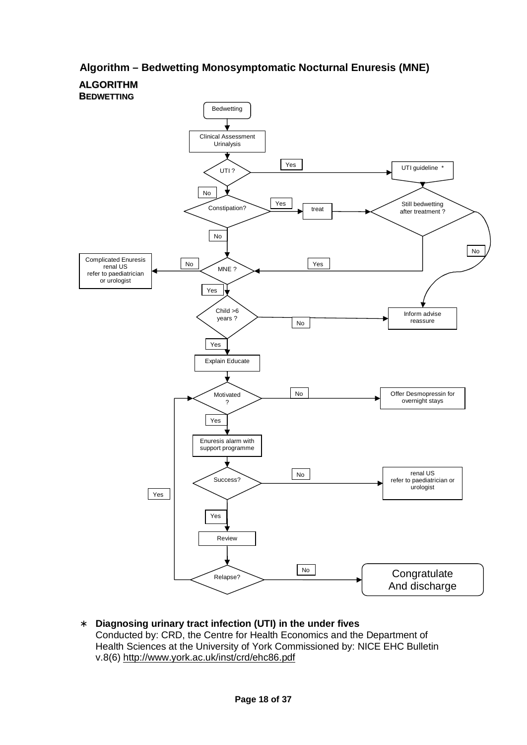## Algorithm – Bedwetting Monosymptomatic Nocturnal Enuresis (MNE)

**ALGORITHM**
**BEDWETTING**

- Bedwetting
- Clinical Assessment / Urinalysis
- UTI ?
  - Yes → UTI guideline * → Still bedwetting after treatment ?
  - No → Constipation?
- Constipation?
  - Yes → treat → Still bedwetting after treatment ?
  - No → MNE ?
- Still bedwetting after treatment ?
  - Yes → MNE ?
  - No → Inform advise reassure
- MNE ?
  - No → Complicated Enuresis, renal US, refer to paediatrician or urologist
  - Yes → Child >6 years ?
- Child >6 years ?
  - No → Inform advise reassure
  - Yes → Explain Educate
- Explain Educate → Motivated ?
- Motivated ?
  - No → Offer Desmopressin for overnight stays
  - Yes → Enuresis alarm with support programme
- Enuresis alarm with support programme → Success?
- Success?
  - No → renal US, refer to paediatrician or urologist
  - Yes → Review
- Review → Relapse?
- Relapse?
  - Yes → Motivated ?
  - No → Congratulate And discharge

∗ **Diagnosing urinary tract infection (UTI) in the under fives**
Conducted by: CRD, the Centre for Health Economics and the Department of Health Sciences at the University of York Commissioned by: NICE EHC Bulletin v.8(6) http://www.york.ac.uk/inst/crd/ehc86.pdf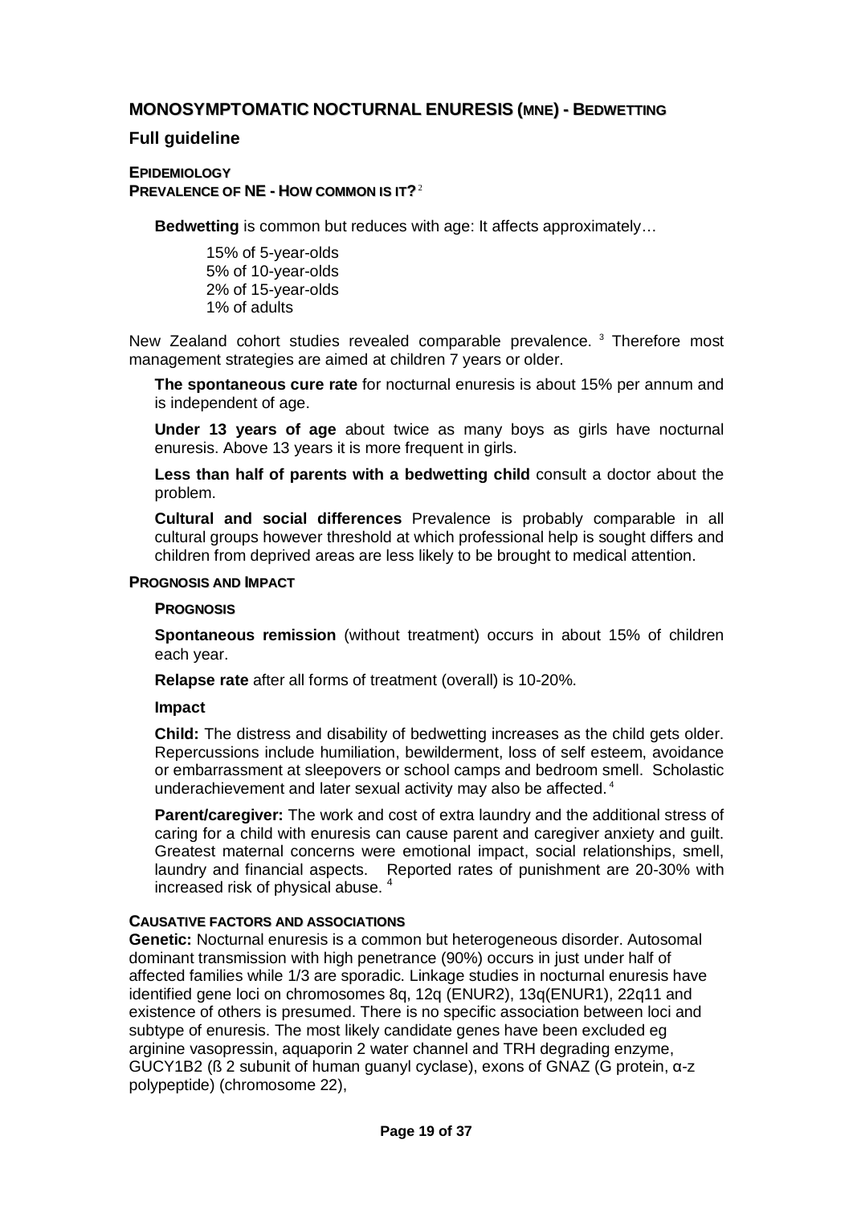## MONOSYMPTOMATIC NOCTURNAL ENURESIS (MNE) - BEDWETTING

### Full guideline

#### EPIDEMIOLOGY

#### PREVALENCE OF NE - HOW COMMON IS IT?[2]

**Bedwetting** is common but reduces with age: It affects approximately…

15% of 5-year-olds
5% of 10-year-olds
2% of 15-year-olds
1% of adults

New Zealand cohort studies revealed comparable prevalence.[3] Therefore most management strategies are aimed at children 7 years or older.

**The spontaneous cure rate** for nocturnal enuresis is about 15% per annum and is independent of age.

**Under 13 years of age** about twice as many boys as girls have nocturnal enuresis. Above 13 years it is more frequent in girls.

**Less than half of parents with a bedwetting child** consult a doctor about the problem.

**Cultural and social differences** Prevalence is probably comparable in all cultural groups however threshold at which professional help is sought differs and children from deprived areas are less likely to be brought to medical attention.

#### PROGNOSIS AND IMPACT

**PROGNOSIS**

**Spontaneous remission** (without treatment) occurs in about 15% of children each year.

**Relapse rate** after all forms of treatment (overall) is 10-20%.

**Impact**

**Child:** The distress and disability of bedwetting increases as the child gets older. Repercussions include humiliation, bewilderment, loss of self esteem, avoidance or embarrassment at sleepovers or school camps and bedroom smell. Scholastic underachievement and later sexual activity may also be affected.[4]

**Parent/caregiver:** The work and cost of extra laundry and the additional stress of caring for a child with enuresis can cause parent and caregiver anxiety and guilt. Greatest maternal concerns were emotional impact, social relationships, smell, laundry and financial aspects. Reported rates of punishment are 20-30% with increased risk of physical abuse.[4]

#### CAUSATIVE FACTORS AND ASSOCIATIONS

**Genetic:** Nocturnal enuresis is a common but heterogeneous disorder. Autosomal dominant transmission with high penetrance (90%) occurs in just under half of affected families while 1/3 are sporadic. Linkage studies in nocturnal enuresis have identified gene loci on chromosomes 8q, 12q (ENUR2), 13q(ENUR1), 22q11 and existence of others is presumed. There is no specific association between loci and subtype of enuresis. The most likely candidate genes have been excluded eg arginine vasopressin, aquaporin 2 water channel and TRH degrading enzyme, GUCY1B2 (ß 2 subunit of human guanyl cyclase), exons of GNAZ (G protein, α-z polypeptide) (chromosome 22),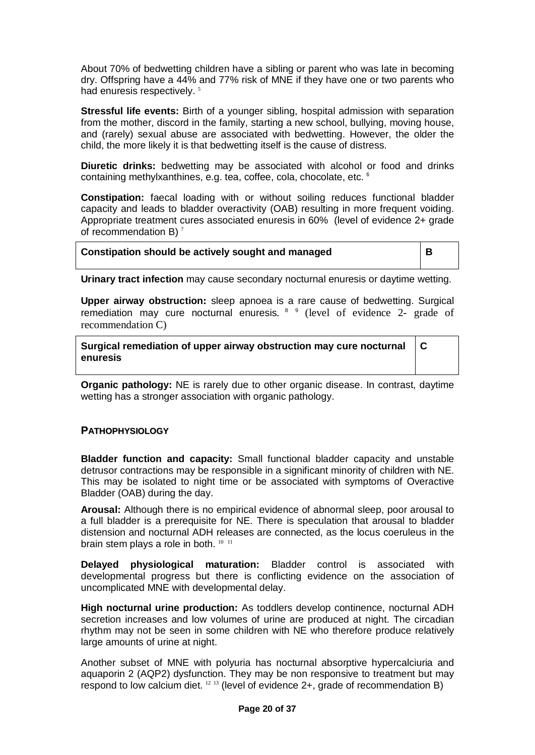About 70% of bedwetting children have a sibling or parent who was late in becoming dry. Offspring have a 44% and 77% risk of MNE if they have one or two parents who had enuresis respectively. [5]

**Stressful life events:** Birth of a younger sibling, hospital admission with separation from the mother, discord in the family, starting a new school, bullying, moving house, and (rarely) sexual abuse are associated with bedwetting. However, the older the child, the more likely it is that bedwetting itself is the cause of distress.

**Diuretic drinks:** bedwetting may be associated with alcohol or food and drinks containing methylxanthines, e.g. tea, coffee, cola, chocolate, etc. [6]

**Constipation:** faecal loading with or without soiling reduces functional bladder capacity and leads to bladder overactivity (OAB) resulting in more frequent voiding. Appropriate treatment cures associated enuresis in 60% (level of evidence 2+ grade of recommendation B) [7]

| Constipation should be actively sought and managed | B |
|---|---|

**Urinary tract infection** may cause secondary nocturnal enuresis or daytime wetting.

**Upper airway obstruction:** sleep apnoea is a rare cause of bedwetting. Surgical remediation may cure nocturnal enuresis. [8] [9] (level of evidence 2- grade of recommendation C)

| Surgical remediation of upper airway obstruction may cure nocturnal enuresis | C |
|---|---|

**Organic pathology:** NE is rarely due to other organic disease. In contrast, daytime wetting has a stronger association with organic pathology.

## Pathophysiology

**Bladder function and capacity:** Small functional bladder capacity and unstable detrusor contractions may be responsible in a significant minority of children with NE. This may be isolated to night time or be associated with symptoms of Overactive Bladder (OAB) during the day.

**Arousal:** Although there is no empirical evidence of abnormal sleep, poor arousal to a full bladder is a prerequisite for NE. There is speculation that arousal to bladder distension and nocturnal ADH releases are connected, as the locus coeruleus in the brain stem plays a role in both. [10] [11]

**Delayed physiological maturation:** Bladder control is associated with developmental progress but there is conflicting evidence on the association of uncomplicated MNE with developmental delay.

**High nocturnal urine production:** As toddlers develop continence, nocturnal ADH secretion increases and low volumes of urine are produced at night. The circadian rhythm may not be seen in some children with NE who therefore produce relatively large amounts of urine at night.

Another subset of MNE with polyuria has nocturnal absorptive hypercalciuria and aquaporin 2 (AQP2) dysfunction. They may be non responsive to treatment but may respond to low calcium diet. [12] [13] (level of evidence 2+, grade of recommendation B)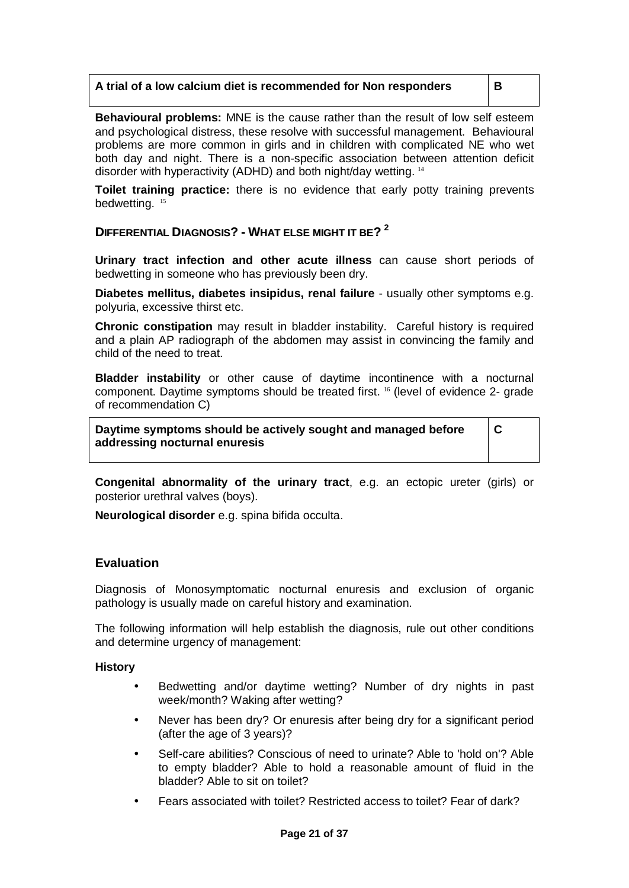| A trial of a low calcium diet is recommended for Non responders | B |
|---|---|

**Behavioural problems:** MNE is the cause rather than the result of low self esteem and psychological distress, these resolve with successful management. Behavioural problems are more common in girls and in children with complicated NE who wet both day and night. There is a non-specific association between attention deficit disorder with hyperactivity (ADHD) and both night/day wetting. [14]

**Toilet training practice:** there is no evidence that early potty training prevents bedwetting. [15]

### DIFFERENTIAL DIAGNOSIS? - WHAT ELSE MIGHT IT BE? [2]

**Urinary tract infection and other acute illness** can cause short periods of bedwetting in someone who has previously been dry.

**Diabetes mellitus, diabetes insipidus, renal failure** - usually other symptoms e.g. polyuria, excessive thirst etc.

**Chronic constipation** may result in bladder instability. Careful history is required and a plain AP radiograph of the abdomen may assist in convincing the family and child of the need to treat.

**Bladder instability** or other cause of daytime incontinence with a nocturnal component. Daytime symptoms should be treated first. [16] (level of evidence 2- grade of recommendation C)

| Daytime symptoms should be actively sought and managed before addressing nocturnal enuresis | C |
|---|---|

**Congenital abnormality of the urinary tract**, e.g. an ectopic ureter (girls) or posterior urethral valves (boys).

**Neurological disorder** e.g. spina bifida occulta.

## Evaluation

Diagnosis of Monosymptomatic nocturnal enuresis and exclusion of organic pathology is usually made on careful history and examination.

The following information will help establish the diagnosis, rule out other conditions and determine urgency of management:

**History**

- Bedwetting and/or daytime wetting? Number of dry nights in past week/month? Waking after wetting?
- Never has been dry? Or enuresis after being dry for a significant period (after the age of 3 years)?
- Self-care abilities? Conscious of need to urinate? Able to 'hold on'? Able to empty bladder? Able to hold a reasonable amount of fluid in the bladder? Able to sit on toilet?
- Fears associated with toilet? Restricted access to toilet? Fear of dark?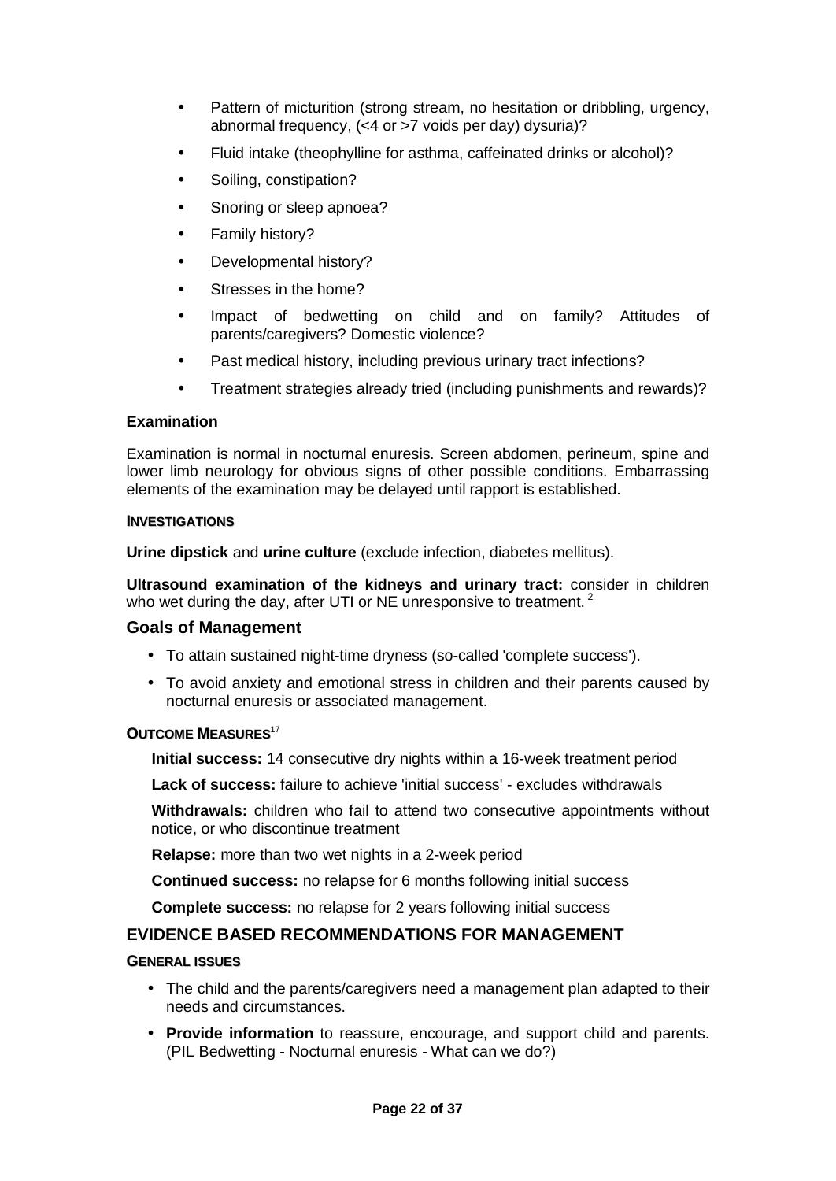- Pattern of micturition (strong stream, no hesitation or dribbling, urgency, abnormal frequency, (<4 or >7 voids per day) dysuria)?
- Fluid intake (theophylline for asthma, caffeinated drinks or alcohol)?
- Soiling, constipation?
- Snoring or sleep apnoea?
- Family history?
- Developmental history?
- Stresses in the home?
- Impact of bedwetting on child and on family? Attitudes of parents/caregivers? Domestic violence?
- Past medical history, including previous urinary tract infections?
- Treatment strategies already tried (including punishments and rewards)?

**Examination**

Examination is normal in nocturnal enuresis. Screen abdomen, perineum, spine and lower limb neurology for obvious signs of other possible conditions. Embarrassing elements of the examination may be delayed until rapport is established.

#### INVESTIGATIONS

**Urine dipstick** and **urine culture** (exclude infection, diabetes mellitus).

**Ultrasound examination of the kidneys and urinary tract:** consider in children who wet during the day, after UTI or NE unresponsive to treatment.[2]

### Goals of Management

- To attain sustained night-time dryness (so-called 'complete success').
- To avoid anxiety and emotional stress in children and their parents caused by nocturnal enuresis or associated management.

#### OUTCOME MEASURES[17]

**Initial success:** 14 consecutive dry nights within a 16-week treatment period

**Lack of success:** failure to achieve 'initial success' - excludes withdrawals

**Withdrawals:** children who fail to attend two consecutive appointments without notice, or who discontinue treatment

**Relapse:** more than two wet nights in a 2-week period

**Continued success:** no relapse for 6 months following initial success

**Complete success:** no relapse for 2 years following initial success

### EVIDENCE BASED RECOMMENDATIONS FOR MANAGEMENT

#### GENERAL ISSUES

- The child and the parents/caregivers need a management plan adapted to their needs and circumstances.
- **Provide information** to reassure, encourage, and support child and parents. (PIL Bedwetting - Nocturnal enuresis - What can we do?)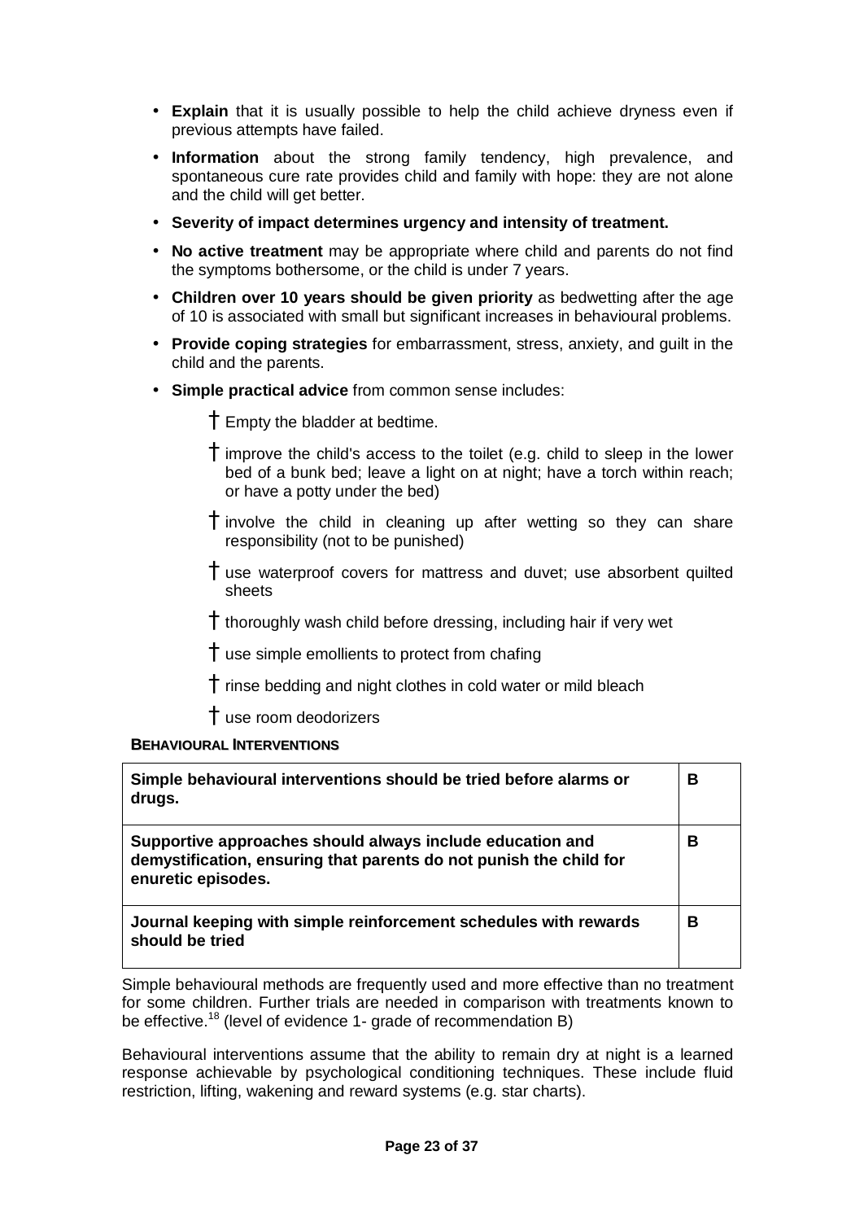- **Explain** that it is usually possible to help the child achieve dryness even if previous attempts have failed.
- **Information** about the strong family tendency, high prevalence, and spontaneous cure rate provides child and family with hope: they are not alone and the child will get better.
- **Severity of impact determines urgency and intensity of treatment.**
- **No active treatment** may be appropriate where child and parents do not find the symptoms bothersome, or the child is under 7 years.
- **Children over 10 years should be given priority** as bedwetting after the age of 10 is associated with small but significant increases in behavioural problems.
- **Provide coping strategies** for embarrassment, stress, anxiety, and guilt in the child and the parents.
- **Simple practical advice** from common sense includes:
  - Empty the bladder at bedtime.
  - improve the child's access to the toilet (e.g. child to sleep in the lower bed of a bunk bed; leave a light on at night; have a torch within reach; or have a potty under the bed)
  - involve the child in cleaning up after wetting so they can share responsibility (not to be punished)
  - use waterproof covers for mattress and duvet; use absorbent quilted sheets
  - thoroughly wash child before dressing, including hair if very wet
  - use simple emollients to protect from chafing
  - rinse bedding and night clothes in cold water or mild bleach
  - use room deodorizers

### BEHAVIOURAL INTERVENTIONS

| | |
|---|---|
| **Simple behavioural interventions should be tried before alarms or drugs.** | **B** |
| **Supportive approaches should always include education and demystification, ensuring that parents do not punish the child for enuretic episodes.** | **B** |
| **Journal keeping with simple reinforcement schedules with rewards should be tried** | **B** |

Simple behavioural methods are frequently used and more effective than no treatment for some children. Further trials are needed in comparison with treatments known to be effective.[18] (level of evidence 1- grade of recommendation B)

Behavioural interventions assume that the ability to remain dry at night is a learned response achievable by psychological conditioning techniques. These include fluid restriction, lifting, wakening and reward systems (e.g. star charts).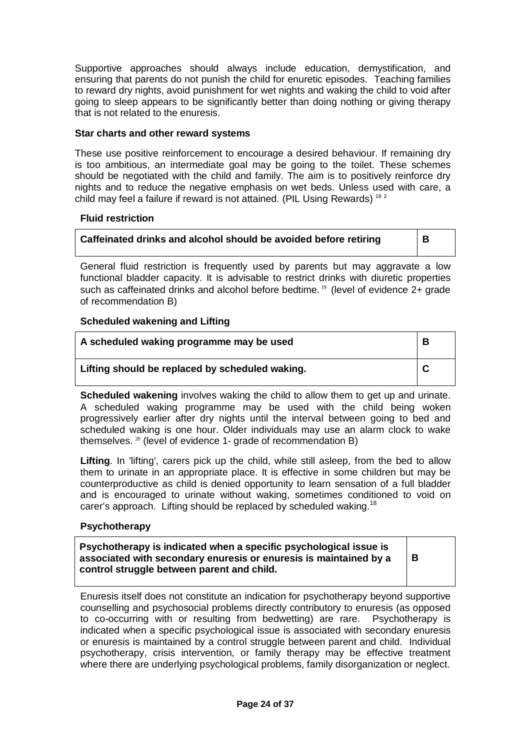Supportive approaches should always include education, demystification, and ensuring that parents do not punish the child for enuretic episodes. Teaching families to reward dry nights, avoid punishment for wet nights and waking the child to void after going to sleep appears to be significantly better than doing nothing or giving therapy that is not related to the enuresis.

#### Star charts and other reward systems

These use positive reinforcement to encourage a desired behaviour. If remaining dry is too ambitious, an intermediate goal may be going to the toilet. These schemes should be negotiated with the child and family. The aim is to positively reinforce dry nights and to reduce the negative emphasis on wet beds. Unless used with care, a child may feel a failure if reward is not attained. (PIL Using Rewards) [18 2]

#### Fluid restriction

| **Caffeinated drinks and alcohol should be avoided before retiring** | **B** |
|---|---|

General fluid restriction is frequently used by parents but may aggravate a low functional bladder capacity. It is advisable to restrict drinks with diuretic properties such as caffeinated drinks and alcohol before bedtime. [19] (level of evidence 2+ grade of recommendation B)

#### Scheduled wakening and Lifting

| **A scheduled waking programme may be used** | **B** |
|---|---|
| **Lifting should be replaced by scheduled waking.** | **C** |

**Scheduled wakening** involves waking the child to allow them to get up and urinate. A scheduled waking programme may be used with the child being woken progressively earlier after dry nights until the interval between going to bed and scheduled waking is one hour. Older individuals may use an alarm clock to wake themselves. [20] (level of evidence 1- grade of recommendation B)

**Lifting**. In 'lifting', carers pick up the child, while still asleep, from the bed to allow them to urinate in an appropriate place. It is effective in some children but may be counterproductive as child is denied opportunity to learn sensation of a full bladder and is encouraged to urinate without waking, sometimes conditioned to void on carer's approach. Lifting should be replaced by scheduled waking.[18]

#### Psychotherapy

| **Psychotherapy is indicated when a specific psychological issue is associated with secondary enuresis or enuresis is maintained by a control struggle between parent and child.** | **B** |
|---|---|

Enuresis itself does not constitute an indication for psychotherapy beyond supportive counselling and psychosocial problems directly contributory to enuresis (as opposed to co-occurring with or resulting from bedwetting) are rare. Psychotherapy is indicated when a specific psychological issue is associated with secondary enuresis or enuresis is maintained by a control struggle between parent and child. Individual psychotherapy, crisis intervention, or family therapy may be effective treatment where there are underlying psychological problems, family disorganization or neglect.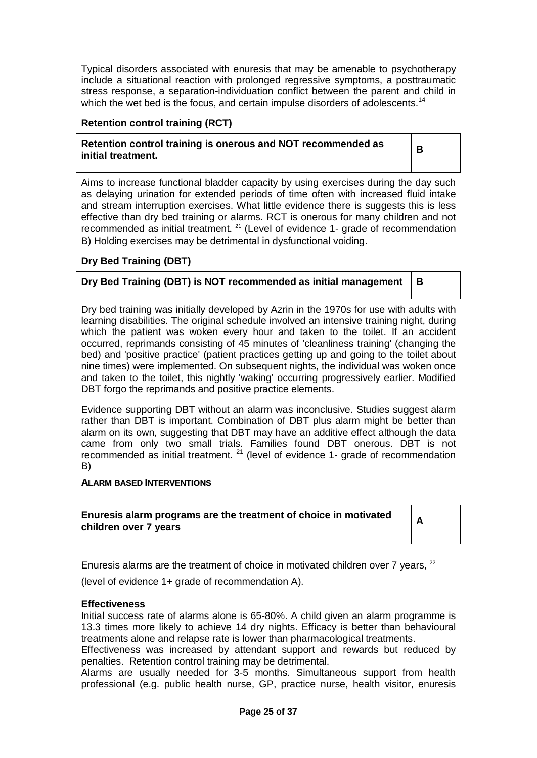Typical disorders associated with enuresis that may be amenable to psychotherapy include a situational reaction with prolonged regressive symptoms, a posttraumatic stress response, a separation-individuation conflict between the parent and child in which the wet bed is the focus, and certain impulse disorders of adolescents.[14]

### Retention control training (RCT)

| **Retention control training is onerous and NOT recommended as initial treatment.** | **B** |
|---|---|

Aims to increase functional bladder capacity by using exercises during the day such as delaying urination for extended periods of time often with increased fluid intake and stream interruption exercises. What little evidence there is suggests this is less effective than dry bed training or alarms. RCT is onerous for many children and not recommended as initial treatment. [21] (Level of evidence 1- grade of recommendation B) Holding exercises may be detrimental in dysfunctional voiding.

### Dry Bed Training (DBT)

| **Dry Bed Training (DBT) is NOT recommended as initial management** | **B** |
|---|---|

Dry bed training was initially developed by Azrin in the 1970s for use with adults with learning disabilities. The original schedule involved an intensive training night, during which the patient was woken every hour and taken to the toilet. If an accident occurred, reprimands consisting of 45 minutes of 'cleanliness training' (changing the bed) and 'positive practice' (patient practices getting up and going to the toilet about nine times) were implemented. On subsequent nights, the individual was woken once and taken to the toilet, this nightly 'waking' occurring progressively earlier. Modified DBT forgo the reprimands and positive practice elements.

Evidence supporting DBT without an alarm was inconclusive. Studies suggest alarm rather than DBT is important. Combination of DBT plus alarm might be better than alarm on its own, suggesting that DBT may have an additive effect although the data came from only two small trials. Families found DBT onerous. DBT is not recommended as initial treatment. [21] (level of evidence 1- grade of recommendation B)

#### ALARM BASED INTERVENTIONS

| **Enuresis alarm programs are the treatment of choice in motivated children over 7 years** | **A** |
|---|---|

Enuresis alarms are the treatment of choice in motivated children over 7 years, [22]

(level of evidence 1+ grade of recommendation A).

### Effectiveness

Initial success rate of alarms alone is 65-80%. A child given an alarm programme is 13.3 times more likely to achieve 14 dry nights. Efficacy is better than behavioural treatments alone and relapse rate is lower than pharmacological treatments.

Effectiveness was increased by attendant support and rewards but reduced by penalties. Retention control training may be detrimental.

Alarms are usually needed for 3-5 months. Simultaneous support from health professional (e.g. public health nurse, GP, practice nurse, health visitor, enuresis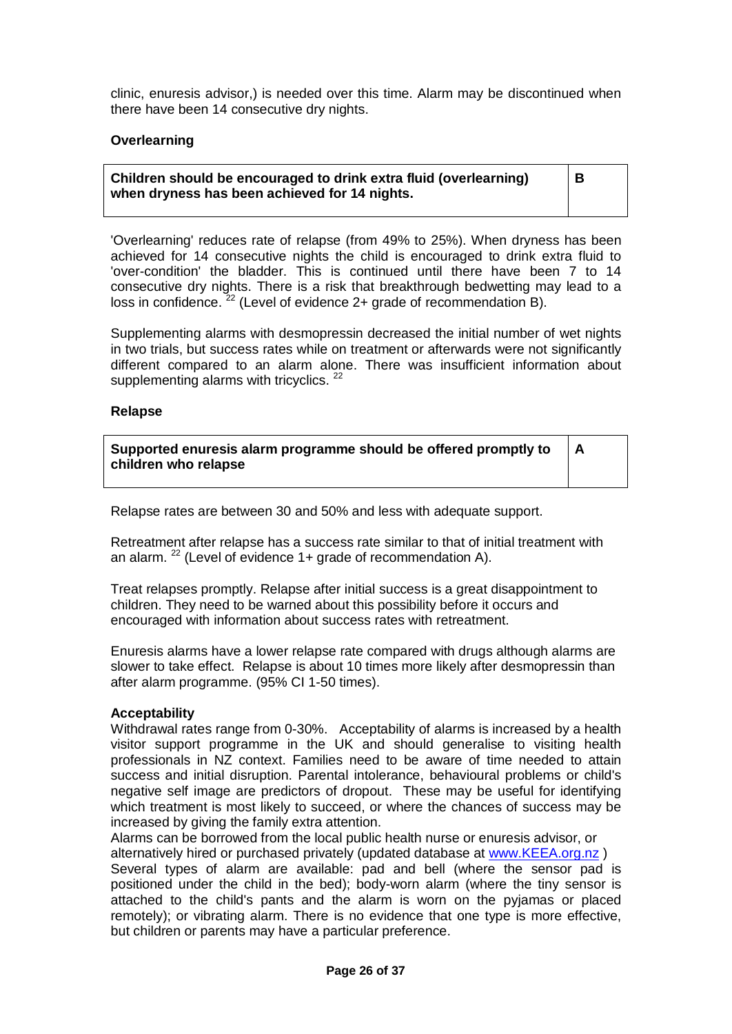clinic, enuresis advisor,) is needed over this time. Alarm may be discontinued when there have been 14 consecutive dry nights.

**Overlearning**

| **Children should be encouraged to drink extra fluid (overlearning) when dryness has been achieved for 14 nights.** | **B** |
|---|---|

'Overlearning' reduces rate of relapse (from 49% to 25%). When dryness has been achieved for 14 consecutive nights the child is encouraged to drink extra fluid to 'over-condition' the bladder. This is continued until there have been 7 to 14 consecutive dry nights. There is a risk that breakthrough bedwetting may lead to a loss in confidence. [22] (Level of evidence 2+ grade of recommendation B).

Supplementing alarms with desmopressin decreased the initial number of wet nights in two trials, but success rates while on treatment or afterwards were not significantly different compared to an alarm alone. There was insufficient information about supplementing alarms with tricyclics. [22]

**Relapse**

| **Supported enuresis alarm programme should be offered promptly to children who relapse** | **A** |
|---|---|

Relapse rates are between 30 and 50% and less with adequate support.

Retreatment after relapse has a success rate similar to that of initial treatment with an alarm. [22] (Level of evidence 1+ grade of recommendation A).

Treat relapses promptly. Relapse after initial success is a great disappointment to children. They need to be warned about this possibility before it occurs and encouraged with information about success rates with retreatment.

Enuresis alarms have a lower relapse rate compared with drugs although alarms are slower to take effect. Relapse is about 10 times more likely after desmopressin than after alarm programme. (95% CI 1-50 times).

**Acceptability**

Withdrawal rates range from 0-30%. Acceptability of alarms is increased by a health visitor support programme in the UK and should generalise to visiting health professionals in NZ context. Families need to be aware of time needed to attain success and initial disruption. Parental intolerance, behavioural problems or child's negative self image are predictors of dropout. These may be useful for identifying which treatment is most likely to succeed, or where the chances of success may be increased by giving the family extra attention.

Alarms can be borrowed from the local public health nurse or enuresis advisor, or alternatively hired or purchased privately (updated database at [www.KEEA.org.nz](http://www.KEEA.org.nz) )

Several types of alarm are available: pad and bell (where the sensor pad is positioned under the child in the bed); body-worn alarm (where the tiny sensor is attached to the child's pants and the alarm is worn on the pyjamas or placed remotely); or vibrating alarm. There is no evidence that one type is more effective, but children or parents may have a particular preference.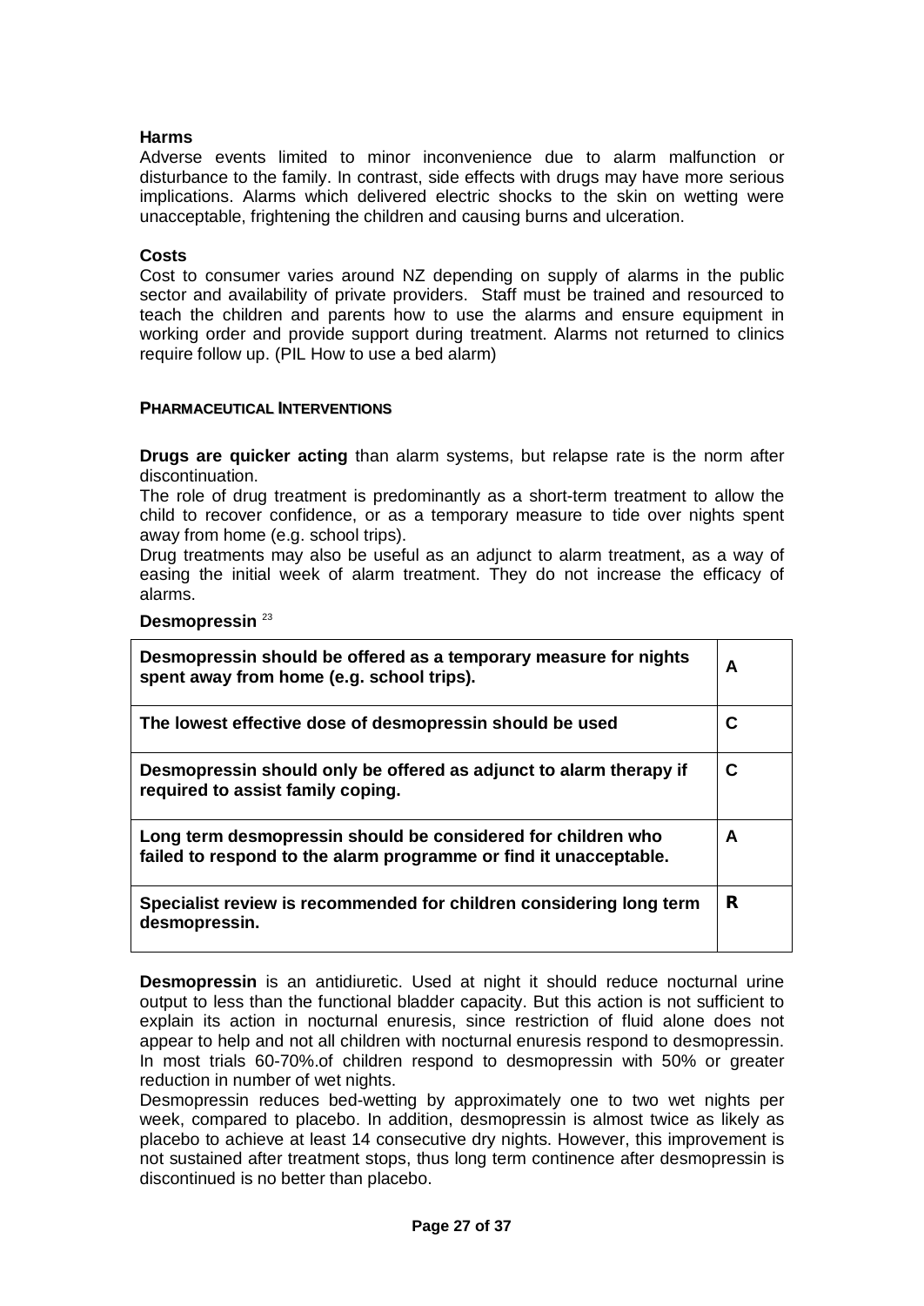**Harms**

Adverse events limited to minor inconvenience due to alarm malfunction or disturbance to the family. In contrast, side effects with drugs may have more serious implications. Alarms which delivered electric shocks to the skin on wetting were unacceptable, frightening the children and causing burns and ulceration.

**Costs**

Cost to consumer varies around NZ depending on supply of alarms in the public sector and availability of private providers. Staff must be trained and resourced to teach the children and parents how to use the alarms and ensure equipment in working order and provide support during treatment. Alarms not returned to clinics require follow up. (PIL How to use a bed alarm)

### PHARMACEUTICAL INTERVENTIONS

**Drugs are quicker acting** than alarm systems, but relapse rate is the norm after discontinuation.

The role of drug treatment is predominantly as a short-term treatment to allow the child to recover confidence, or as a temporary measure to tide over nights spent away from home (e.g. school trips).

Drug treatments may also be useful as an adjunct to alarm treatment, as a way of easing the initial week of alarm treatment. They do not increase the efficacy of alarms.

**Desmopressin** [23]

| | |
|---|---|
| **Desmopressin should be offered as a temporary measure for nights spent away from home (e.g. school trips).** | **A** |
| **The lowest effective dose of desmopressin should be used** | **C** |
| **Desmopressin should only be offered as adjunct to alarm therapy if required to assist family coping.** | **C** |
| **Long term desmopressin should be considered for children who failed to respond to the alarm programme or find it unacceptable.** | **A** |
| **Specialist review is recommended for children considering long term desmopressin.** | **R** |

**Desmopressin** is an antidiuretic. Used at night it should reduce nocturnal urine output to less than the functional bladder capacity. But this action is not sufficient to explain its action in nocturnal enuresis, since restriction of fluid alone does not appear to help and not all children with nocturnal enuresis respond to desmopressin. In most trials 60-70%.of children respond to desmopressin with 50% or greater reduction in number of wet nights.

Desmopressin reduces bed-wetting by approximately one to two wet nights per week, compared to placebo. In addition, desmopressin is almost twice as likely as placebo to achieve at least 14 consecutive dry nights. However, this improvement is not sustained after treatment stops, thus long term continence after desmopressin is discontinued is no better than placebo.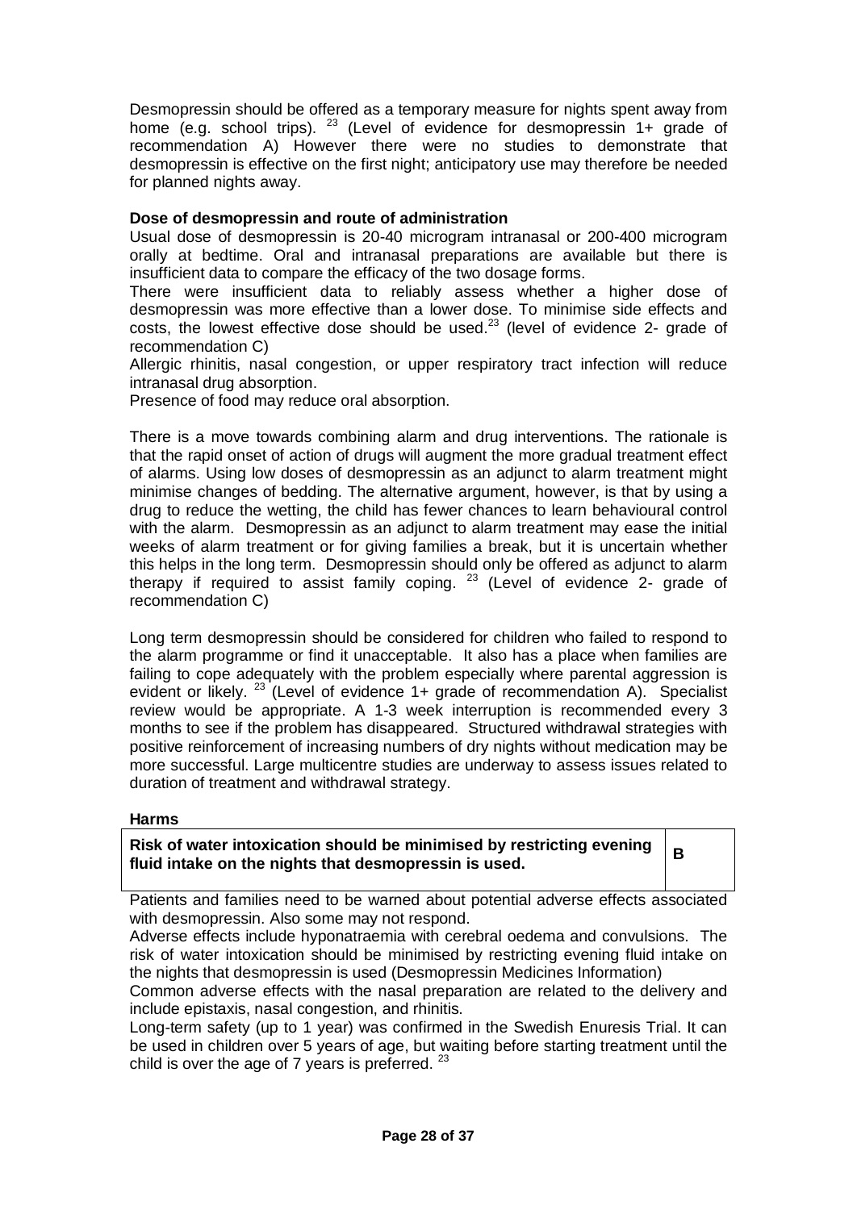Desmopressin should be offered as a temporary measure for nights spent away from home (e.g. school trips). [23] (Level of evidence for desmopressin 1+ grade of recommendation A) However there were no studies to demonstrate that desmopressin is effective on the first night; anticipatory use may therefore be needed for planned nights away.

**Dose of desmopressin and route of administration**

Usual dose of desmopressin is 20-40 microgram intranasal or 200-400 microgram orally at bedtime. Oral and intranasal preparations are available but there is insufficient data to compare the efficacy of the two dosage forms.

There were insufficient data to reliably assess whether a higher dose of desmopressin was more effective than a lower dose. To minimise side effects and costs, the lowest effective dose should be used.[23] (level of evidence 2- grade of recommendation C)

Allergic rhinitis, nasal congestion, or upper respiratory tract infection will reduce intranasal drug absorption.

Presence of food may reduce oral absorption.

There is a move towards combining alarm and drug interventions. The rationale is that the rapid onset of action of drugs will augment the more gradual treatment effect of alarms. Using low doses of desmopressin as an adjunct to alarm treatment might minimise changes of bedding. The alternative argument, however, is that by using a drug to reduce the wetting, the child has fewer chances to learn behavioural control with the alarm. Desmopressin as an adjunct to alarm treatment may ease the initial weeks of alarm treatment or for giving families a break, but it is uncertain whether this helps in the long term. Desmopressin should only be offered as adjunct to alarm therapy if required to assist family coping. [23] (Level of evidence 2- grade of recommendation C)

Long term desmopressin should be considered for children who failed to respond to the alarm programme or find it unacceptable. It also has a place when families are failing to cope adequately with the problem especially where parental aggression is evident or likely. [23] (Level of evidence 1+ grade of recommendation A). Specialist review would be appropriate. A 1-3 week interruption is recommended every 3 months to see if the problem has disappeared. Structured withdrawal strategies with positive reinforcement of increasing numbers of dry nights without medication may be more successful. Large multicentre studies are underway to assess issues related to duration of treatment and withdrawal strategy.

**Harms**

| **Risk of water intoxication should be minimised by restricting evening fluid intake on the nights that desmopressin is used.** | **B** |
|---|---|

Patients and families need to be warned about potential adverse effects associated with desmopressin. Also some may not respond.

Adverse effects include hyponatraemia with cerebral oedema and convulsions. The risk of water intoxication should be minimised by restricting evening fluid intake on the nights that desmopressin is used (Desmopressin Medicines Information)

Common adverse effects with the nasal preparation are related to the delivery and include epistaxis, nasal congestion, and rhinitis.

Long-term safety (up to 1 year) was confirmed in the Swedish Enuresis Trial. It can be used in children over 5 years of age, but waiting before starting treatment until the child is over the age of 7 years is preferred. [23]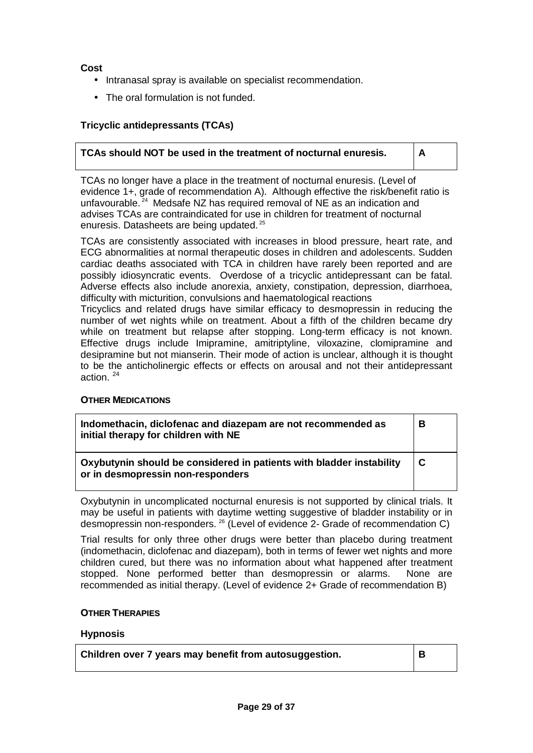**Cost**

- Intranasal spray is available on specialist recommendation.
- The oral formulation is not funded.

### Tricyclic antidepressants (TCAs)

| TCAs should NOT be used in the treatment of nocturnal enuresis. | A |
|---|---|

TCAs no longer have a place in the treatment of nocturnal enuresis. (Level of evidence 1+, grade of recommendation A). Although effective the risk/benefit ratio is unfavourable.[24] Medsafe NZ has required removal of NE as an indication and advises TCAs are contraindicated for use in children for treatment of nocturnal enuresis. Datasheets are being updated.[25]

TCAs are consistently associated with increases in blood pressure, heart rate, and ECG abnormalities at normal therapeutic doses in children and adolescents. Sudden cardiac deaths associated with TCA in children have rarely been reported and are possibly idiosyncratic events. Overdose of a tricyclic antidepressant can be fatal. Adverse effects also include anorexia, anxiety, constipation, depression, diarrhoea, difficulty with micturition, convulsions and haematological reactions

Tricyclics and related drugs have similar efficacy to desmopressin in reducing the number of wet nights while on treatment. About a fifth of the children became dry while on treatment but relapse after stopping. Long-term efficacy is not known. Effective drugs include Imipramine, amitriptyline, viloxazine, clomipramine and desipramine but not mianserin. Their mode of action is unclear, although it is thought to be the anticholinergic effects or effects on arousal and not their antidepressant action.[24]

### OTHER MEDICATIONS

| Indomethacin, diclofenac and diazepam are not recommended as initial therapy for children with NE | B |
|---|---|
| **Oxybutynin should be considered in patients with bladder instability or in desmopressin non-responders** | **C** |

Oxybutynin in uncomplicated nocturnal enuresis is not supported by clinical trials. It may be useful in patients with daytime wetting suggestive of bladder instability or in desmopressin non-responders.[26] (Level of evidence 2- Grade of recommendation C)

Trial results for only three other drugs were better than placebo during treatment (indomethacin, diclofenac and diazepam), both in terms of fewer wet nights and more children cured, but there was no information about what happened after treatment stopped. None performed better than desmopressin or alarms. None are recommended as initial therapy. (Level of evidence 2+ Grade of recommendation B)

### OTHER THERAPIES

#### Hypnosis

| Children over 7 years may benefit from autosuggestion. | B |
|---|---|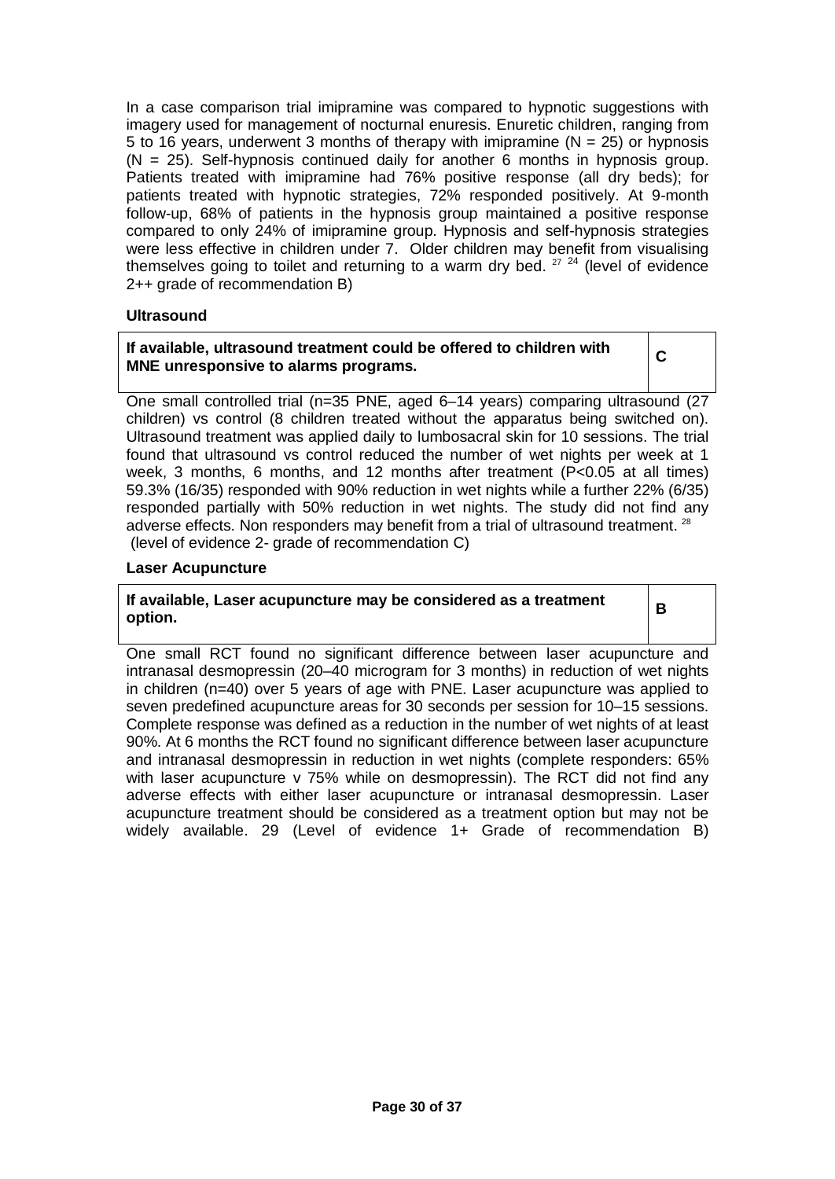In a case comparison trial imipramine was compared to hypnotic suggestions with imagery used for management of nocturnal enuresis. Enuretic children, ranging from 5 to 16 years, underwent 3 months of therapy with imipramine (N = 25) or hypnosis (N = 25). Self-hypnosis continued daily for another 6 months in hypnosis group. Patients treated with imipramine had 76% positive response (all dry beds); for patients treated with hypnotic strategies, 72% responded positively. At 9-month follow-up, 68% of patients in the hypnosis group maintained a positive response compared to only 24% of imipramine group. Hypnosis and self-hypnosis strategies were less effective in children under 7. Older children may benefit from visualising themselves going to toilet and returning to a warm dry bed. [27] [24] (level of evidence 2++ grade of recommendation B)

**Ultrasound**

| **If available, ultrasound treatment could be offered to children with MNE unresponsive to alarms programs.** | **C** |
|---|---|

One small controlled trial (n=35 PNE, aged 6–14 years) comparing ultrasound (27 children) vs control (8 children treated without the apparatus being switched on). Ultrasound treatment was applied daily to lumbosacral skin for 10 sessions. The trial found that ultrasound vs control reduced the number of wet nights per week at 1 week, 3 months, 6 months, and 12 months after treatment ($P<0.05$ at all times) 59.3% (16/35) responded with 90% reduction in wet nights while a further 22% (6/35) responded partially with 50% reduction in wet nights. The study did not find any adverse effects. Non responders may benefit from a trial of ultrasound treatment. [28]
(level of evidence 2- grade of recommendation C)

**Laser Acupuncture**

| **If available, Laser acupuncture may be considered as a treatment option.** | **B** |
|---|---|

One small RCT found no significant difference between laser acupuncture and intranasal desmopressin (20–40 microgram for 3 months) in reduction of wet nights in children (n=40) over 5 years of age with PNE. Laser acupuncture was applied to seven predefined acupuncture areas for 30 seconds per session for 10–15 sessions. Complete response was defined as a reduction in the number of wet nights of at least 90%. At 6 months the RCT found no significant difference between laser acupuncture and intranasal desmopressin in reduction in wet nights (complete responders: 65% with laser acupuncture v 75% while on desmopressin). The RCT did not find any adverse effects with either laser acupuncture or intranasal desmopressin. Laser acupuncture treatment should be considered as a treatment option but may not be widely available. 29 (Level of evidence 1+ Grade of recommendation B)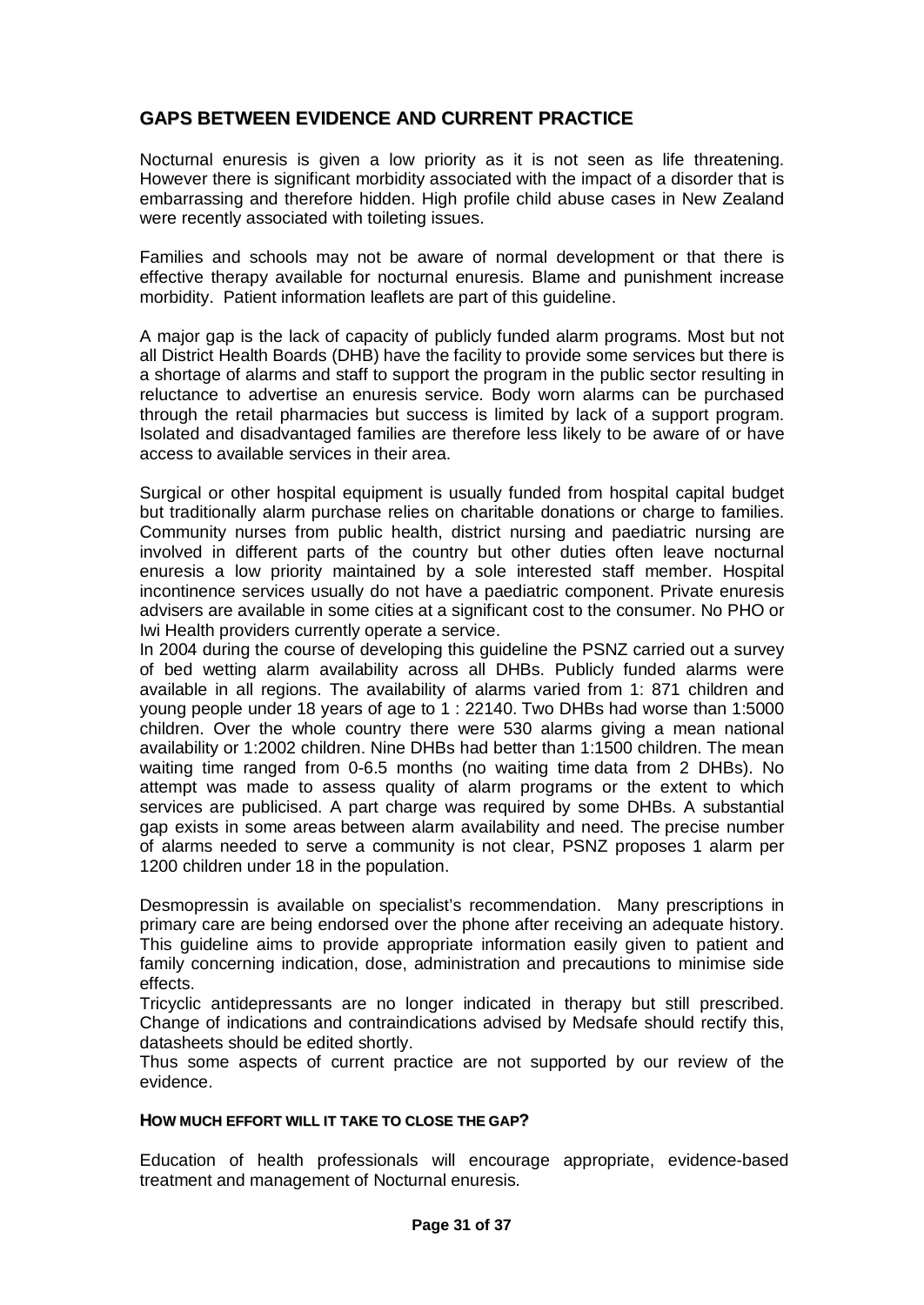## GAPS BETWEEN EVIDENCE AND CURRENT PRACTICE

Nocturnal enuresis is given a low priority as it is not seen as life threatening. However there is significant morbidity associated with the impact of a disorder that is embarrassing and therefore hidden. High profile child abuse cases in New Zealand were recently associated with toileting issues.

Families and schools may not be aware of normal development or that there is effective therapy available for nocturnal enuresis. Blame and punishment increase morbidity. Patient information leaflets are part of this guideline.

A major gap is the lack of capacity of publicly funded alarm programs. Most but not all District Health Boards (DHB) have the facility to provide some services but there is a shortage of alarms and staff to support the program in the public sector resulting in reluctance to advertise an enuresis service. Body worn alarms can be purchased through the retail pharmacies but success is limited by lack of a support program. Isolated and disadvantaged families are therefore less likely to be aware of or have access to available services in their area.

Surgical or other hospital equipment is usually funded from hospital capital budget but traditionally alarm purchase relies on charitable donations or charge to families. Community nurses from public health, district nursing and paediatric nursing are involved in different parts of the country but other duties often leave nocturnal enuresis a low priority maintained by a sole interested staff member. Hospital incontinence services usually do not have a paediatric component. Private enuresis advisers are available in some cities at a significant cost to the consumer. No PHO or Iwi Health providers currently operate a service.

In 2004 during the course of developing this guideline the PSNZ carried out a survey of bed wetting alarm availability across all DHBs. Publicly funded alarms were available in all regions. The availability of alarms varied from 1: 871 children and young people under 18 years of age to 1 : 22140. Two DHBs had worse than 1:5000 children. Over the whole country there were 530 alarms giving a mean national availability or 1:2002 children. Nine DHBs had better than 1:1500 children. The mean waiting time ranged from 0-6.5 months (no waiting time data from 2 DHBs). No attempt was made to assess quality of alarm programs or the extent to which services are publicised. A part charge was required by some DHBs. A substantial gap exists in some areas between alarm availability and need. The precise number of alarms needed to serve a community is not clear, PSNZ proposes 1 alarm per 1200 children under 18 in the population.

Desmopressin is available on specialist's recommendation. Many prescriptions in primary care are being endorsed over the phone after receiving an adequate history. This guideline aims to provide appropriate information easily given to patient and family concerning indication, dose, administration and precautions to minimise side effects.

Tricyclic antidepressants are no longer indicated in therapy but still prescribed. Change of indications and contraindications advised by Medsafe should rectify this, datasheets should be edited shortly.

Thus some aspects of current practice are not supported by our review of the evidence.

### HOW MUCH EFFORT WILL IT TAKE TO CLOSE THE GAP?

Education of health professionals will encourage appropriate, evidence-based treatment and management of Nocturnal enuresis.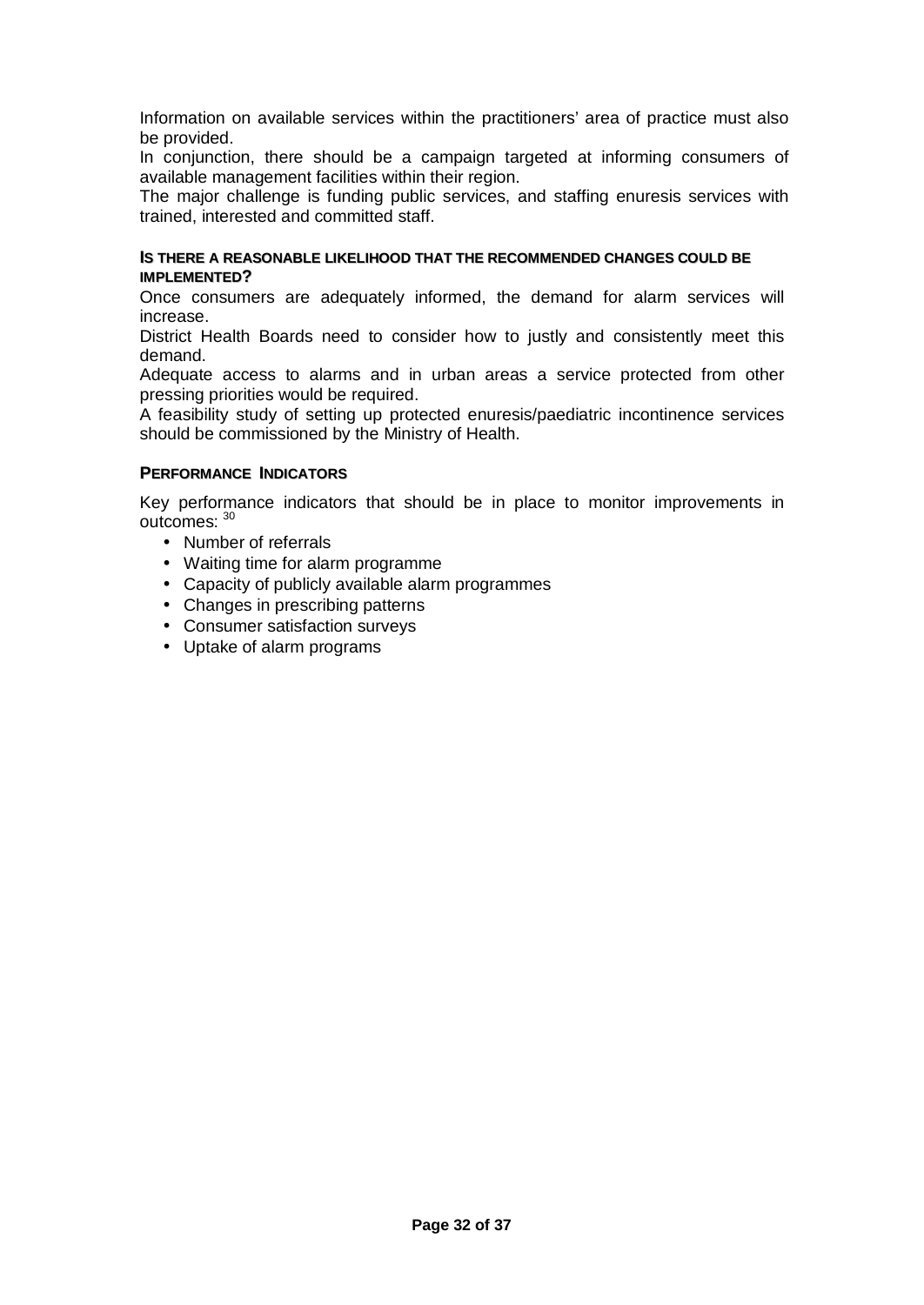Information on available services within the practitioners' area of practice must also be provided.

In conjunction, there should be a campaign targeted at informing consumers of available management facilities within their region.

The major challenge is funding public services, and staffing enuresis services with trained, interested and committed staff.

### IS THERE A REASONABLE LIKELIHOOD THAT THE RECOMMENDED CHANGES COULD BE IMPLEMENTED?

Once consumers are adequately informed, the demand for alarm services will increase.

District Health Boards need to consider how to justly and consistently meet this demand.

Adequate access to alarms and in urban areas a service protected from other pressing priorities would be required.

A feasibility study of setting up protected enuresis/paediatric incontinence services should be commissioned by the Ministry of Health.

### PERFORMANCE INDICATORS

Key performance indicators that should be in place to monitor improvements in outcomes: [30]

- Number of referrals
- Waiting time for alarm programme
- Capacity of publicly available alarm programmes
- Changes in prescribing patterns
- Consumer satisfaction surveys
- Uptake of alarm programs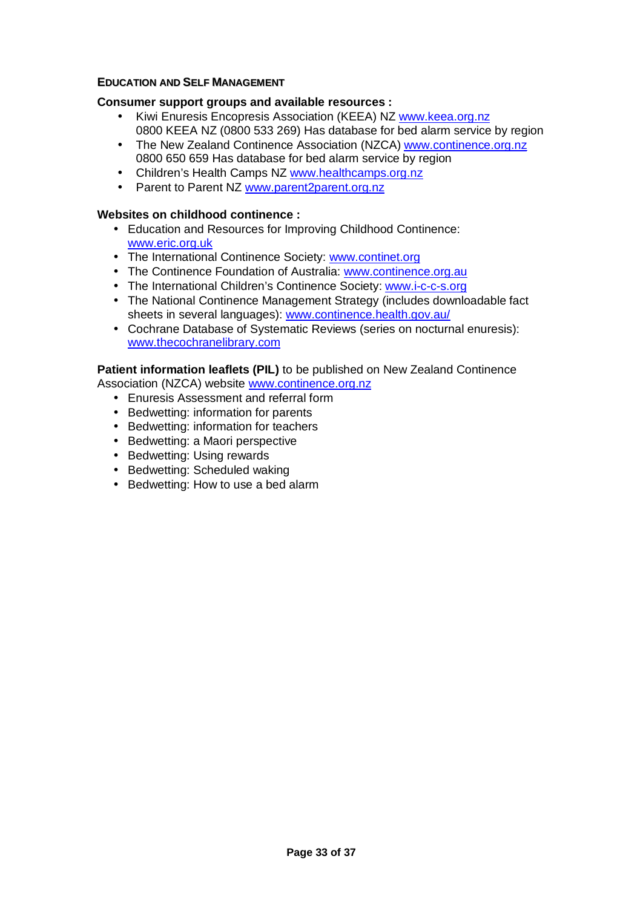## EDUCATION AND SELF MANAGEMENT

**Consumer support groups and available resources :**

- Kiwi Enuresis Encopresis Association (KEEA) NZ www.keea.org.nz  
  0800 KEEA NZ (0800 533 269) Has database for bed alarm service by region
- The New Zealand Continence Association (NZCA) www.continence.org.nz  
  0800 650 659 Has database for bed alarm service by region
- Children's Health Camps NZ www.healthcamps.org.nz
- Parent to Parent NZ www.parent2parent.org.nz

**Websites on childhood continence :**

- Education and Resources for Improving Childhood Continence: www.eric.org.uk
- The International Continence Society: www.continet.org
- The Continence Foundation of Australia: www.continence.org.au
- The International Children's Continence Society: www.i-c-c-s.org
- The National Continence Management Strategy (includes downloadable fact sheets in several languages): www.continence.health.gov.au/
- Cochrane Database of Systematic Reviews (series on nocturnal enuresis): www.thecochranelibrary.com

**Patient information leaflets (PIL)** to be published on New Zealand Continence Association (NZCA) website www.continence.org.nz

- Enuresis Assessment and referral form
- Bedwetting: information for parents
- Bedwetting: information for teachers
- Bedwetting: a Maori perspective
- Bedwetting: Using rewards
- Bedwetting: Scheduled waking
- Bedwetting: How to use a bed alarm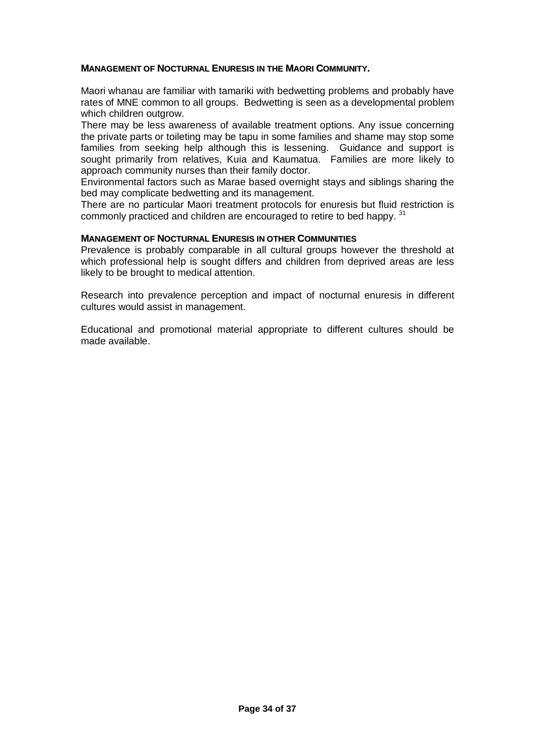## MANAGEMENT OF NOCTURNAL ENURESIS IN THE MAORI COMMUNITY.

Maori whanau are familiar with tamariki with bedwetting problems and probably have rates of MNE common to all groups. Bedwetting is seen as a developmental problem which children outgrow.

There may be less awareness of available treatment options. Any issue concerning the private parts or toileting may be tapu in some families and shame may stop some families from seeking help although this is lessening. Guidance and support is sought primarily from relatives, Kuia and Kaumatua. Families are more likely to approach community nurses than their family doctor.

Environmental factors such as Marae based overnight stays and siblings sharing the bed may complicate bedwetting and its management.

There are no particular Maori treatment protocols for enuresis but fluid restriction is commonly practiced and children are encouraged to retire to bed happy. [31]

## MANAGEMENT OF NOCTURNAL ENURESIS IN OTHER COMMUNITIES

Prevalence is probably comparable in all cultural groups however the threshold at which professional help is sought differs and children from deprived areas are less likely to be brought to medical attention.

Research into prevalence perception and impact of nocturnal enuresis in different cultures would assist in management.

Educational and promotional material appropriate to different cultures should be made available.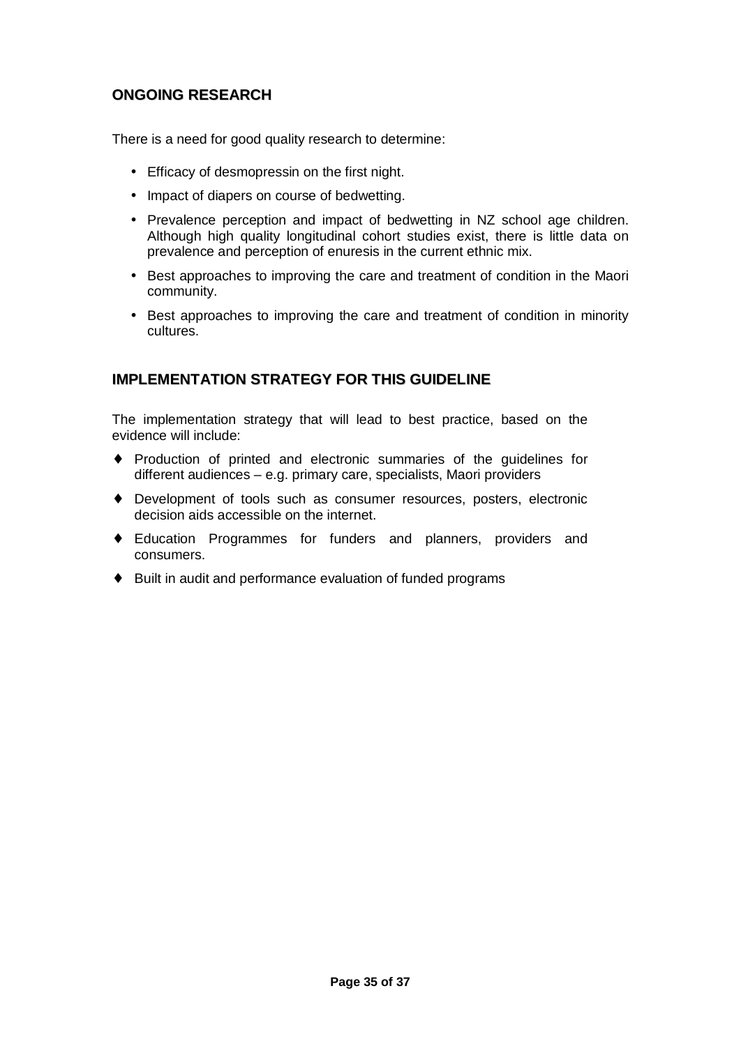## ONGOING RESEARCH

There is a need for good quality research to determine:

- Efficacy of desmopressin on the first night.
- Impact of diapers on course of bedwetting.
- Prevalence perception and impact of bedwetting in NZ school age children. Although high quality longitudinal cohort studies exist, there is little data on prevalence and perception of enuresis in the current ethnic mix.
- Best approaches to improving the care and treatment of condition in the Maori community.
- Best approaches to improving the care and treatment of condition in minority cultures.

## IMPLEMENTATION STRATEGY FOR THIS GUIDELINE

The implementation strategy that will lead to best practice, based on the evidence will include:

- Production of printed and electronic summaries of the guidelines for different audiences – e.g. primary care, specialists, Maori providers
- Development of tools such as consumer resources, posters, electronic decision aids accessible on the internet.
- Education Programmes for funders and planners, providers and consumers.
- Built in audit and performance evaluation of funded programs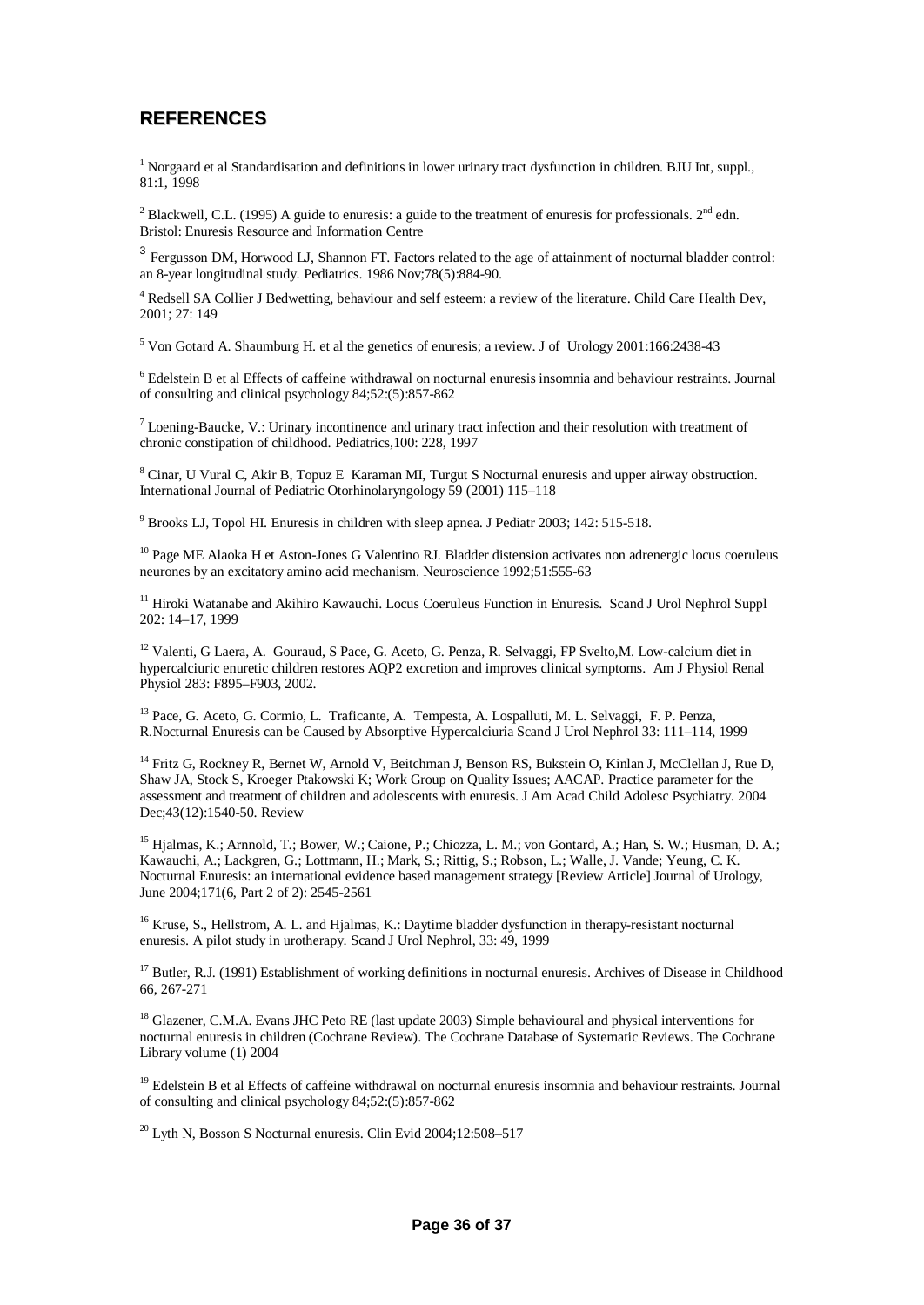## REFERENCES

[1] Norgaard et al Standardisation and definitions in lower urinary tract dysfunction in children. BJU Int, suppl., 81:1, 1998

[2] Blackwell, C.L. (1995) A guide to enuresis: a guide to the treatment of enuresis for professionals. 2nd edn. Bristol: Enuresis Resource and Information Centre

[3] Fergusson DM, Horwood LJ, Shannon FT. Factors related to the age of attainment of nocturnal bladder control: an 8-year longitudinal study. Pediatrics. 1986 Nov;78(5):884-90.

[4] Redsell SA Collier J Bedwetting, behaviour and self esteem: a review of the literature. Child Care Health Dev, 2001; 27: 149

[5] Von Gotard A. Shaumburg H. et al the genetics of enuresis; a review. J of Urology 2001:166:2438-43

[6] Edelstein B et al Effects of caffeine withdrawal on nocturnal enuresis insomnia and behaviour restraints. Journal of consulting and clinical psychology 84;52:(5):857-862

[7] Loening-Baucke, V.: Urinary incontinence and urinary tract infection and their resolution with treatment of chronic constipation of childhood. Pediatrics,100: 228, 1997

[8] Cinar, U Vural C, Akir B, Topuz E Karaman MI, Turgut S Nocturnal enuresis and upper airway obstruction. International Journal of Pediatric Otorhinolaryngology 59 (2001) 115–118

[9] Brooks LJ, Topol HI. Enuresis in children with sleep apnea. J Pediatr 2003; 142: 515-518.

[10] Page ME Alaoka H et Aston-Jones G Valentino RJ. Bladder distension activates non adrenergic locus coeruleus neurones by an excitatory amino acid mechanism. Neuroscience 1992;51:555-63

[11] Hiroki Watanabe and Akihiro Kawauchi. Locus Coeruleus Function in Enuresis. Scand J Urol Nephrol Suppl 202: 14–17, 1999

[12] Valenti, G Laera, A. Gouraud, S Pace, G. Aceto, G. Penza, R. Selvaggi, FP Svelto,M. Low-calcium diet in hypercalciuric enuretic children restores AQP2 excretion and improves clinical symptoms. Am J Physiol Renal Physiol 283: F895–F903, 2002.

[13] Pace, G. Aceto, G. Cormio, L. Traficante, A. Tempesta, A. Lospalluti, M. L. Selvaggi, F. P. Penza, R.Nocturnal Enuresis can be Caused by Absorptive Hypercalciuria Scand J Urol Nephrol 33: 111–114, 1999

[14] Fritz G, Rockney R, Bernet W, Arnold V, Beitchman J, Benson RS, Bukstein O, Kinlan J, McClellan J, Rue D, Shaw JA, Stock S, Kroeger Ptakowski K; Work Group on Quality Issues; AACAP. Practice parameter for the assessment and treatment of children and adolescents with enuresis. J Am Acad Child Adolesc Psychiatry. 2004 Dec;43(12):1540-50. Review

[15] Hjalmas, K.; Arnnold, T.; Bower, W.; Caione, P.; Chiozza, L. M.; von Gontard, A.; Han, S. W.; Husman, D. A.; Kawauchi, A.; Lackgren, G.; Lottmann, H.; Mark, S.; Rittig, S.; Robson, L.; Walle, J. Vande; Yeung, C. K. Nocturnal Enuresis: an international evidence based management strategy [Review Article] Journal of Urology, June 2004;171(6, Part 2 of 2): 2545-2561

[16] Kruse, S., Hellstrom, A. L. and Hjalmas, K.: Daytime bladder dysfunction in therapy-resistant nocturnal enuresis. A pilot study in urotherapy. Scand J Urol Nephrol, 33: 49, 1999

[17] Butler, R.J. (1991) Establishment of working definitions in nocturnal enuresis. Archives of Disease in Childhood 66, 267-271

[18] Glazener, C.M.A. Evans JHC Peto RE (last update 2003) Simple behavioural and physical interventions for nocturnal enuresis in children (Cochrane Review). The Cochrane Database of Systematic Reviews. The Cochrane Library volume (1) 2004

[19] Edelstein B et al Effects of caffeine withdrawal on nocturnal enuresis insomnia and behaviour restraints. Journal of consulting and clinical psychology 84;52:(5):857-862

[20] Lyth N, Bosson S Nocturnal enuresis. Clin Evid 2004;12:508–517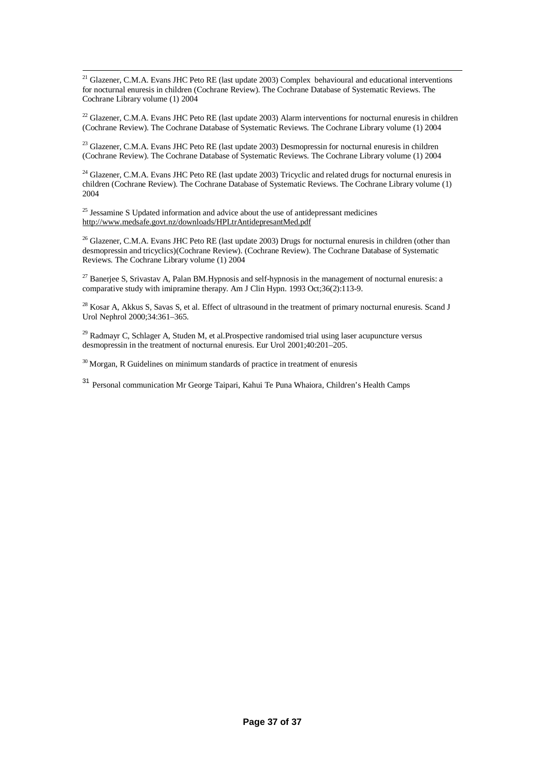[21] Glazener, C.M.A. Evans JHC Peto RE (last update 2003) Complex behavioural and educational interventions for nocturnal enuresis in children (Cochrane Review). The Cochrane Database of Systematic Reviews. The Cochrane Library volume (1) 2004

[22] Glazener, C.M.A. Evans JHC Peto RE (last update 2003) Alarm interventions for nocturnal enuresis in children (Cochrane Review). The Cochrane Database of Systematic Reviews. The Cochrane Library volume (1) 2004

[23] Glazener, C.M.A. Evans JHC Peto RE (last update 2003) Desmopressin for nocturnal enuresis in children (Cochrane Review). The Cochrane Database of Systematic Reviews. The Cochrane Library volume (1) 2004

[24] Glazener, C.M.A. Evans JHC Peto RE (last update 2003) Tricyclic and related drugs for nocturnal enuresis in children (Cochrane Review). The Cochrane Database of Systematic Reviews. The Cochrane Library volume (1) 2004

[25] Jessamine S Updated information and advice about the use of antidepressant medicines http://www.medsafe.govt.nz/downloads/HPLtrAntidepresantMed.pdf

[26] Glazener, C.M.A. Evans JHC Peto RE (last update 2003) Drugs for nocturnal enuresis in children (other than desmopressin and tricyclics)(Cochrane Review). (Cochrane Review). The Cochrane Database of Systematic Reviews. The Cochrane Library volume (1) 2004

[27] Banerjee S, Srivastav A, Palan BM.Hypnosis and self-hypnosis in the management of nocturnal enuresis: a comparative study with imipramine therapy. Am J Clin Hypn. 1993 Oct;36(2):113-9.

[28] Kosar A, Akkus S, Savas S, et al. Effect of ultrasound in the treatment of primary nocturnal enuresis. Scand J Urol Nephrol 2000;34:361–365.

[29] Radmayr C, Schlager A, Studen M, et al.Prospective randomised trial using laser acupuncture versus desmopressin in the treatment of nocturnal enuresis. Eur Urol 2001;40:201–205.

[30] Morgan, R Guidelines on minimum standards of practice in treatment of enuresis

[31] Personal communication Mr George Taipari, Kahui Te Puna Whaiora, Children's Health Camps